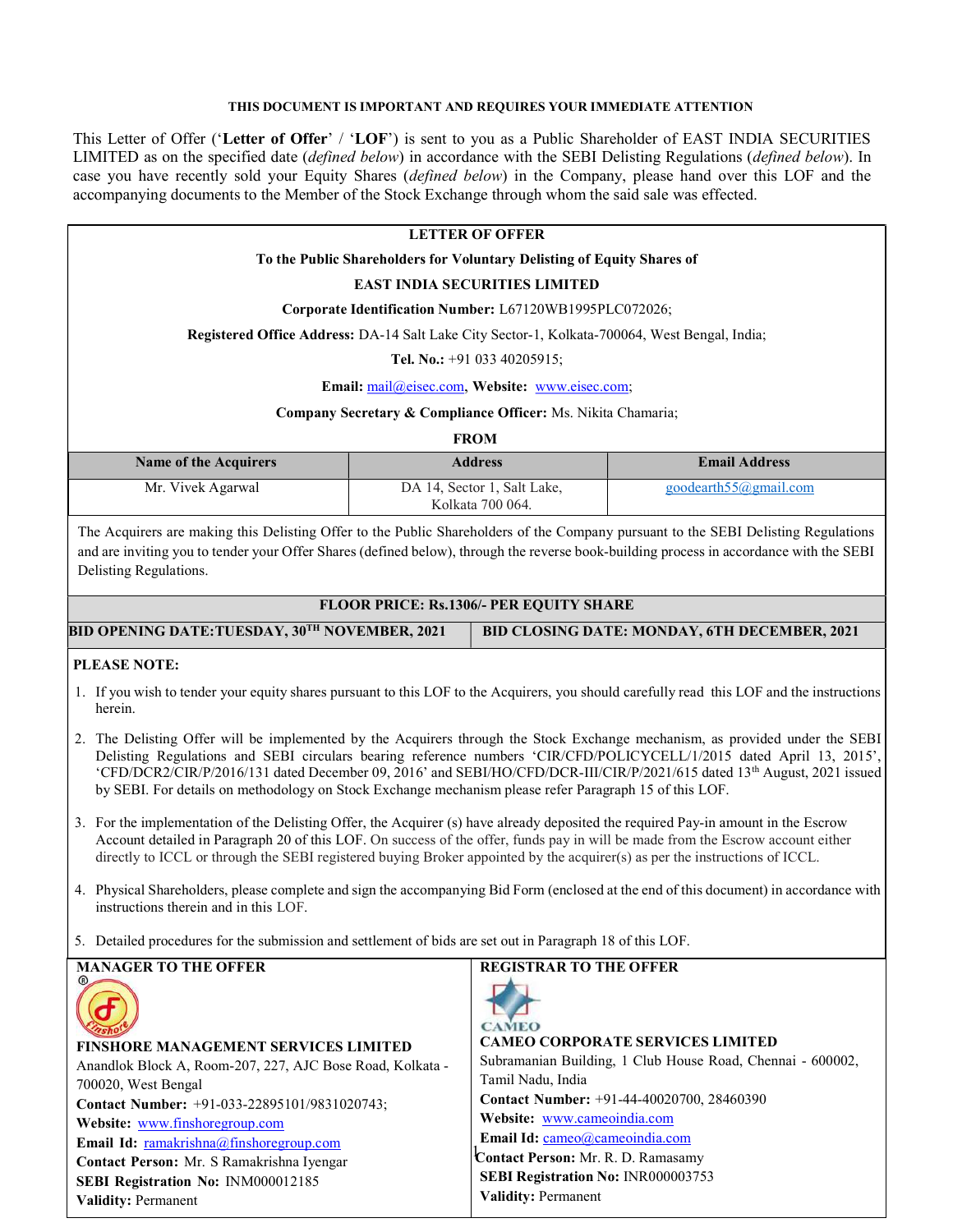**THIS DOCUMENT IS IMPORTANT AND REQUIRES YOUR IMMEDIATE ATTENTION**

This Letter of Offer ('**Letter of Offer**' / '**LOF**') is sent to you as a Public Shareholder of EAST INDIA SECURITIES LIMITED as on the specified date (*defined below*) in accordance with the SEBI Delisting Regulations (*defined below*). In case you have recently sold your Equity Shares (*defined below*) in the Company, please hand over this LOF and the accompanying documents to the Member of the Stock Exchange through whom the said sale was effected.

# LETTER OF OFFER

**To the Public Shareholders for Voluntary Delisting of Equity Shares of**

**EAST INDIA SECURITIES LIMITED**

**Corporate Identification Number:** L67120WB1995PLC072026;

**Registered Office Address:** DA-14 Salt Lake City Sector-1, Kolkata-700064, West Bengal, India;

**Tel. No.:** +91 033 40205915;

**Email:** mail@eisec.com, **Website:** www.eisec.com;

**Company Secretary & Compliance Officer:** Ms. Nikita Chamaria;

**FROM**

| Name of the Acquirers | Address | Email Address |
|---|---|---|
| Mr. Vivek Agarwal | DA 14, Sector 1, Salt Lake, Kolkata 700 064. | goodearth55@gmail.com |

The Acquirers are making this Delisting Offer to the Public Shareholders of the Company pursuant to the SEBI Delisting Regulations and are inviting you to tender your Offer Shares (defined below), through the reverse book-building process in accordance with the SEBI Delisting Regulations.

**FLOOR PRICE: Rs.1306/- PER EQUITY SHARE**

| BID OPENING DATE:TUESDAY, 30TH NOVEMBER, 2021 | BID CLOSING DATE: MONDAY, 6TH DECEMBER, 2021 |
|---|---|

**PLEASE NOTE:**

1. If you wish to tender your equity shares pursuant to this LOF to the Acquirers, you should carefully read this LOF and the instructions herein.
2. The Delisting Offer will be implemented by the Acquirers through the Stock Exchange mechanism, as provided under the SEBI Delisting Regulations and SEBI circulars bearing reference numbers 'CIR/CFD/POLICYCELL/1/2015 dated April 13, 2015', 'CFD/DCR2/CIR/P/2016/131 dated December 09, 2016' and SEBI/HO/CFD/DCR-III/CIR/P/2021/615 dated 13th August, 2021 issued by SEBI. For details on methodology on Stock Exchange mechanism please refer Paragraph 15 of this LOF.
3. For the implementation of the Delisting Offer, the Acquirer (s) have already deposited the required Pay-in amount in the Escrow Account detailed in Paragraph 20 of this LOF. On success of the offer, funds pay in will be made from the Escrow account either directly to ICCL or through the SEBI registered buying Broker appointed by the acquirer(s) as per the instructions of ICCL.
4. Physical Shareholders, please complete and sign the accompanying Bid Form (enclosed at the end of this document) in accordance with instructions therein and in this LOF.
5. Detailed procedures for the submission and settlement of bids are set out in Paragraph 18 of this LOF.

**MANAGER TO THE OFFER**

**FINSHORE MANAGEMENT SERVICES LIMITED**
Anandlok Block A, Room-207, 227, AJC Bose Road, Kolkata - 700020, West Bengal
**Contact Number:** +91-033-22895101/9831020743;
**Website:** www.finshoregroup.com
**Email Id:** ramakrishna@finshoregroup.com
**Contact Person:** Mr. S Ramakrishna Iyengar
**SEBI Registration No:** INM000012185
**Validity:** Permanent

**REGISTRAR TO THE OFFER**

**CAMEO CORPORATE SERVICES LIMITED**
Subramanian Building, 1 Club House Road, Chennai - 600002, Tamil Nadu, India
**Contact Number:** +91-44-40020700, 28460390
**Website:** www.cameoindia.com
**Email Id:** cameo@cameoindia.com
**Contact Person:** Mr. R. D. Ramasamy
**SEBI Registration No:** INR000003753
**Validity:** Permanent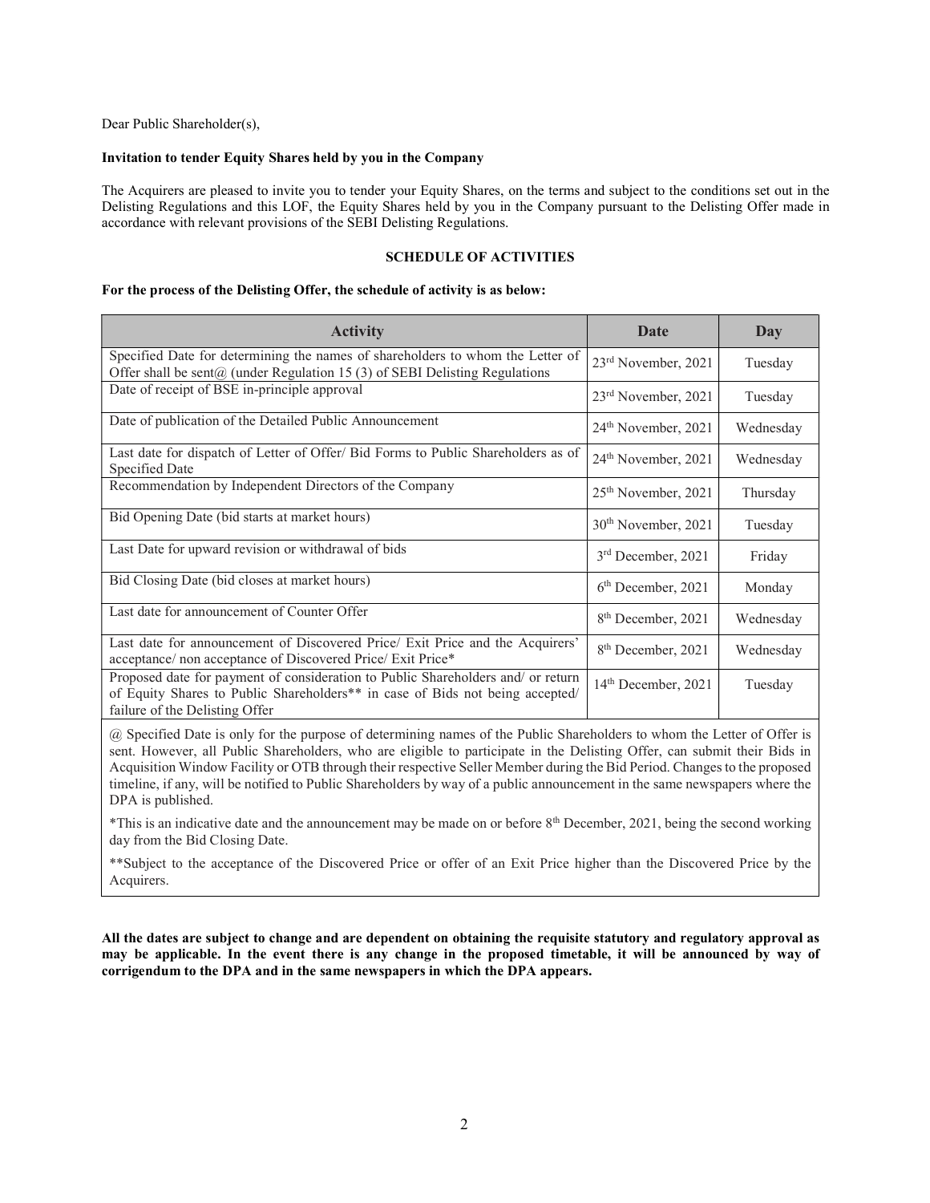Dear Public Shareholder(s),

**Invitation to tender Equity Shares held by you in the Company**

The Acquirers are pleased to invite you to tender your Equity Shares, on the terms and subject to the conditions set out in the Delisting Regulations and this LOF, the Equity Shares held by you in the Company pursuant to the Delisting Offer made in accordance with relevant provisions of the SEBI Delisting Regulations.

**SCHEDULE OF ACTIVITIES**

**For the process of the Delisting Offer, the schedule of activity is as below:**

| Activity | Date | Day |
|---|---|---|
| Specified Date for determining the names of shareholders to whom the Letter of Offer shall be sent@ (under Regulation 15 (3) of SEBI Delisting Regulations | 23rd November, 2021 | Tuesday |
| Date of receipt of BSE in-principle approval | 23rd November, 2021 | Tuesday |
| Date of publication of the Detailed Public Announcement | 24th November, 2021 | Wednesday |
| Last date for dispatch of Letter of Offer/ Bid Forms to Public Shareholders as of Specified Date | 24th November, 2021 | Wednesday |
| Recommendation by Independent Directors of the Company | 25th November, 2021 | Thursday |
| Bid Opening Date (bid starts at market hours) | 30th November, 2021 | Tuesday |
| Last Date for upward revision or withdrawal of bids | 3rd December, 2021 | Friday |
| Bid Closing Date (bid closes at market hours) | 6th December, 2021 | Monday |
| Last date for announcement of Counter Offer | 8th December, 2021 | Wednesday |
| Last date for announcement of Discovered Price/ Exit Price and the Acquirers' acceptance/ non acceptance of Discovered Price/ Exit Price* | 8th December, 2021 | Wednesday |
| Proposed date for payment of consideration to Public Shareholders and/ or return of Equity Shares to Public Shareholders** in case of Bids not being accepted/ failure of the Delisting Offer | 14th December, 2021 | Tuesday |

@ Specified Date is only for the purpose of determining names of the Public Shareholders to whom the Letter of Offer is sent. However, all Public Shareholders, who are eligible to participate in the Delisting Offer, can submit their Bids in Acquisition Window Facility or OTB through their respective Seller Member during the Bid Period. Changes to the proposed timeline, if any, will be notified to Public Shareholders by way of a public announcement in the same newspapers where the DPA is published.

*This is an indicative date and the announcement may be made on or before 8th December, 2021, being the second working day from the Bid Closing Date.

**Subject to the acceptance of the Discovered Price or offer of an Exit Price higher than the Discovered Price by the Acquirers.

**All the dates are subject to change and are dependent on obtaining the requisite statutory and regulatory approval as may be applicable. In the event there is any change in the proposed timetable, it will be announced by way of corrigendum to the DPA and in the same newspapers in which the DPA appears.**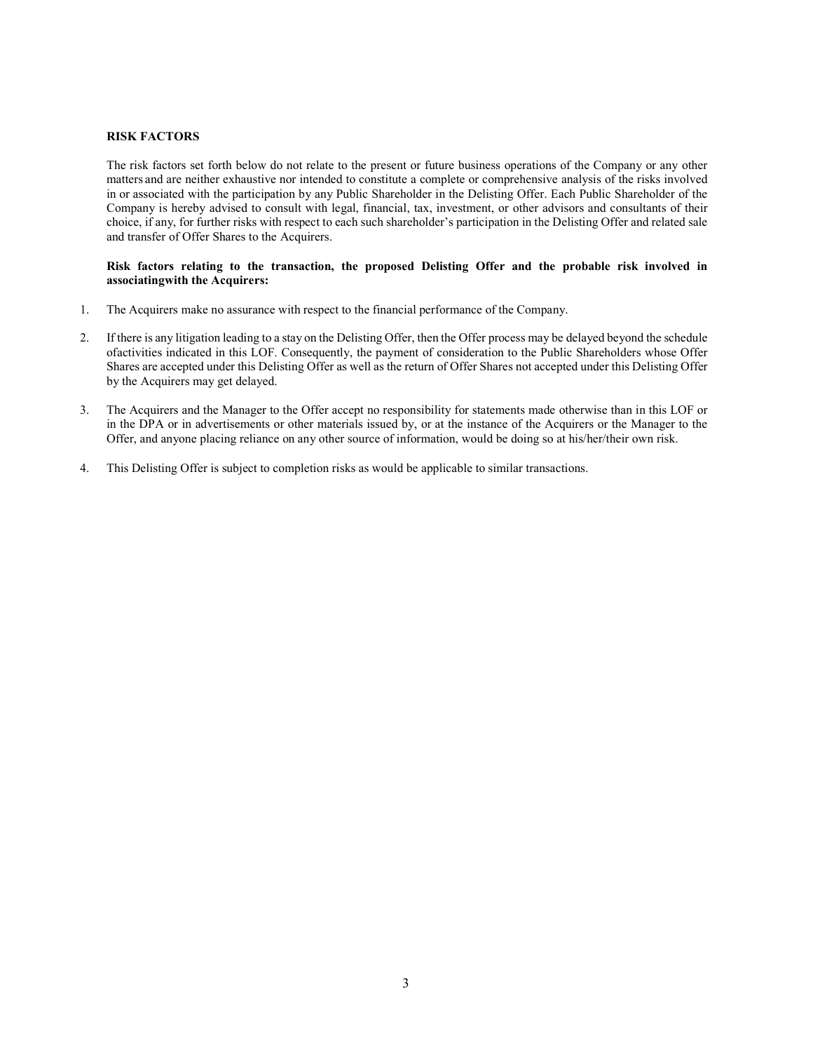## RISK FACTORS

The risk factors set forth below do not relate to the present or future business operations of the Company or any other matters and are neither exhaustive nor intended to constitute a complete or comprehensive analysis of the risks involved in or associated with the participation by any Public Shareholder in the Delisting Offer. Each Public Shareholder of the Company is hereby advised to consult with legal, financial, tax, investment, or other advisors and consultants of their choice, if any, for further risks with respect to each such shareholder's participation in the Delisting Offer and related sale and transfer of Offer Shares to the Acquirers.

**Risk factors relating to the transaction, the proposed Delisting Offer and the probable risk involved in associatingwith the Acquirers:**

1. The Acquirers make no assurance with respect to the financial performance of the Company.
2. If there is any litigation leading to a stay on the Delisting Offer, then the Offer process may be delayed beyond the schedule ofactivities indicated in this LOF. Consequently, the payment of consideration to the Public Shareholders whose Offer Shares are accepted under this Delisting Offer as well as the return of Offer Shares not accepted under this Delisting Offer by the Acquirers may get delayed.
3. The Acquirers and the Manager to the Offer accept no responsibility for statements made otherwise than in this LOF or in the DPA or in advertisements or other materials issued by, or at the instance of the Acquirers or the Manager to the Offer, and anyone placing reliance on any other source of information, would be doing so at his/her/their own risk.
4. This Delisting Offer is subject to completion risks as would be applicable to similar transactions.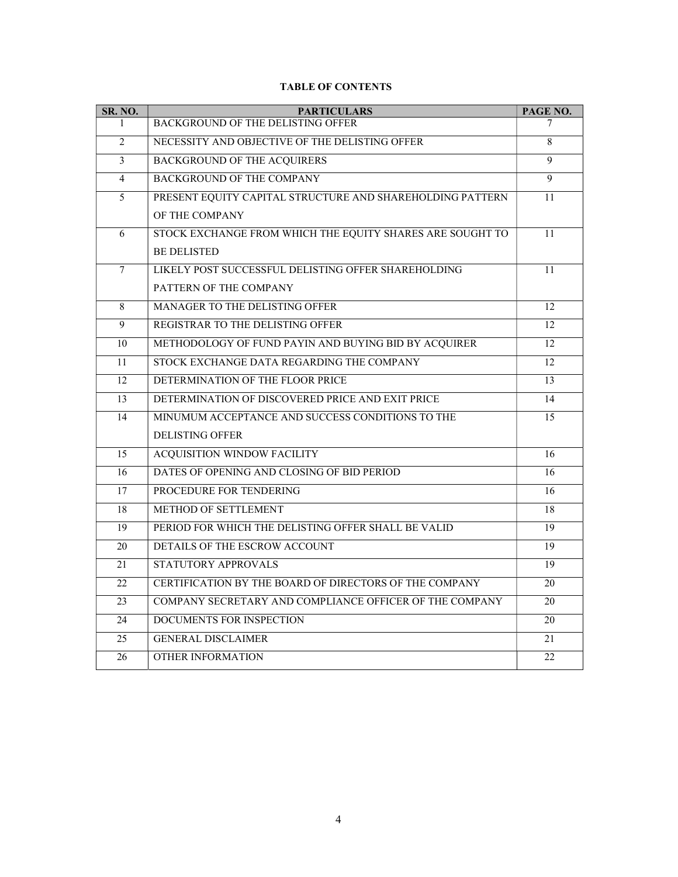# TABLE OF CONTENTS

| SR. NO. | PARTICULARS | PAGE NO. |
|---|---|---|
| 1 | BACKGROUND OF THE DELISTING OFFER | 7 |
| 2 | NECESSITY AND OBJECTIVE OF THE DELISTING OFFER | 8 |
| 3 | BACKGROUND OF THE ACQUIRERS | 9 |
| 4 | BACKGROUND OF THE COMPANY | 9 |
| 5 | PRESENT EQUITY CAPITAL STRUCTURE AND SHAREHOLDING PATTERN OF THE COMPANY | 11 |
| 6 | STOCK EXCHANGE FROM WHICH THE EQUITY SHARES ARE SOUGHT TO BE DELISTED | 11 |
| 7 | LIKELY POST SUCCESSFUL DELISTING OFFER SHAREHOLDING PATTERN OF THE COMPANY | 11 |
| 8 | MANAGER TO THE DELISTING OFFER | 12 |
| 9 | REGISTRAR TO THE DELISTING OFFER | 12 |
| 10 | METHODOLOGY OF FUND PAYIN AND BUYING BID BY ACQUIRER | 12 |
| 11 | STOCK EXCHANGE DATA REGARDING THE COMPANY | 12 |
| 12 | DETERMINATION OF THE FLOOR PRICE | 13 |
| 13 | DETERMINATION OF DISCOVERED PRICE AND EXIT PRICE | 14 |
| 14 | MINUMUM ACCEPTANCE AND SUCCESS CONDITIONS TO THE DELISTING OFFER | 15 |
| 15 | ACQUISITION WINDOW FACILITY | 16 |
| 16 | DATES OF OPENING AND CLOSING OF BID PERIOD | 16 |
| 17 | PROCEDURE FOR TENDERING | 16 |
| 18 | METHOD OF SETTLEMENT | 18 |
| 19 | PERIOD FOR WHICH THE DELISTING OFFER SHALL BE VALID | 19 |
| 20 | DETAILS OF THE ESCROW ACCOUNT | 19 |
| 21 | STATUTORY APPROVALS | 19 |
| 22 | CERTIFICATION BY THE BOARD OF DIRECTORS OF THE COMPANY | 20 |
| 23 | COMPANY SECRETARY AND COMPLIANCE OFFICER OF THE COMPANY | 20 |
| 24 | DOCUMENTS FOR INSPECTION | 20 |
| 25 | GENERAL DISCLAIMER | 21 |
| 26 | OTHER INFORMATION | 22 |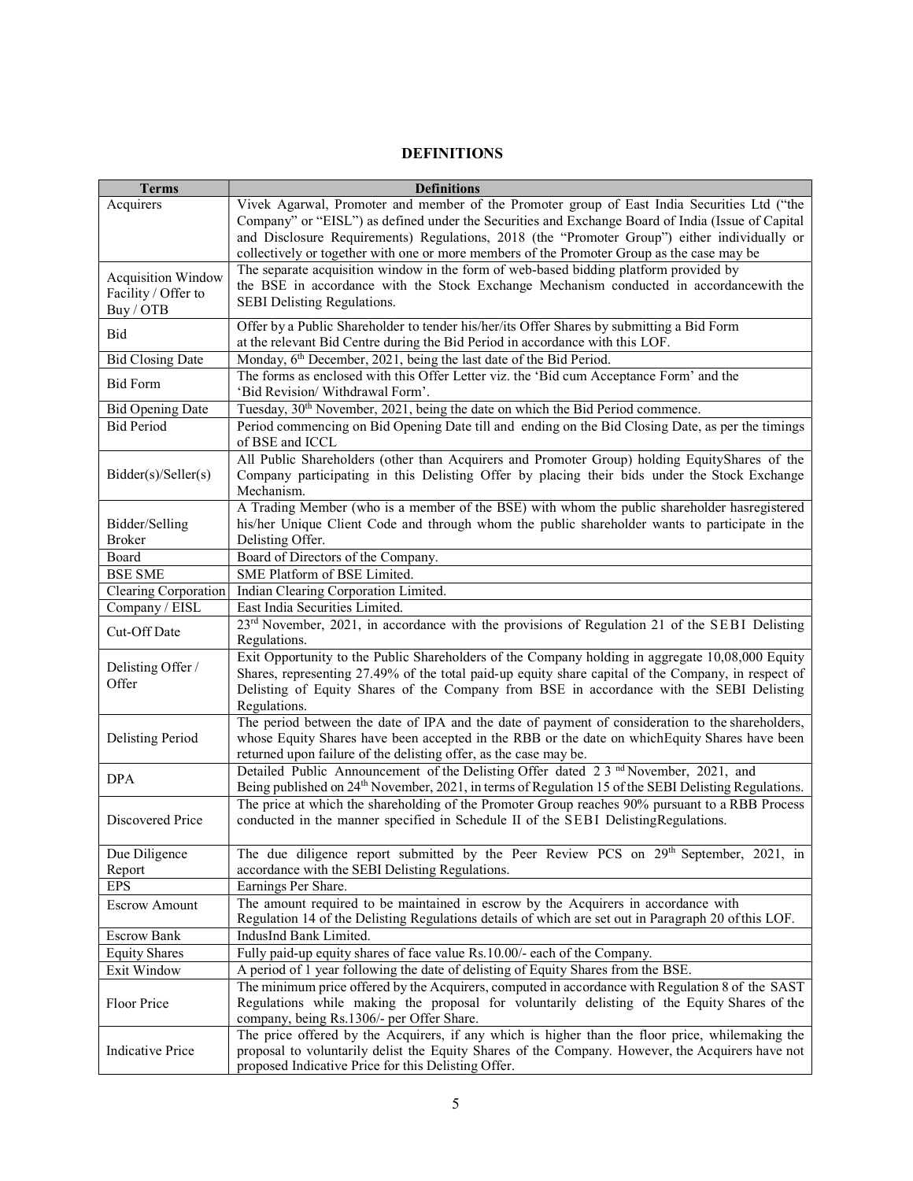# DEFINITIONS

| Terms | Definitions |
|---|---|
| Acquirers | Vivek Agarwal, Promoter and member of the Promoter group of East India Securities Ltd ("the Company" or "EISL") as defined under the Securities and Exchange Board of India (Issue of Capital and Disclosure Requirements) Regulations, 2018 (the "Promoter Group") either individually or collectively or together with one or more members of the Promoter Group as the case may be |
| Acquisition Window Facility / Offer to Buy / OTB | The separate acquisition window in the form of web-based bidding platform provided by the BSE in accordance with the Stock Exchange Mechanism conducted in accordancewith the SEBI Delisting Regulations. |
| Bid | Offer by a Public Shareholder to tender his/her/its Offer Shares by submitting a Bid Form at the relevant Bid Centre during the Bid Period in accordance with this LOF. |
| Bid Closing Date | Monday, 6th December, 2021, being the last date of the Bid Period. |
| Bid Form | The forms as enclosed with this Offer Letter viz. the 'Bid cum Acceptance Form' and the 'Bid Revision/ Withdrawal Form'. |
| Bid Opening Date | Tuesday, 30th November, 2021, being the date on which the Bid Period commence. |
| Bid Period | Period commencing on Bid Opening Date till and ending on the Bid Closing Date, as per the timings of BSE and ICCL |
| Bidder(s)/Seller(s) | All Public Shareholders (other than Acquirers and Promoter Group) holding EquityShares of the Company participating in this Delisting Offer by placing their bids under the Stock Exchange Mechanism. |
| Bidder/Selling Broker | A Trading Member (who is a member of the BSE) with whom the public shareholder hasregistered his/her Unique Client Code and through whom the public shareholder wants to participate in the Delisting Offer. |
| Board | Board of Directors of the Company. |
| BSE SME | SME Platform of BSE Limited. |
| Clearing Corporation | Indian Clearing Corporation Limited. |
| Company / EISL | East India Securities Limited. |
| Cut-Off Date | 23rd November, 2021, in accordance with the provisions of Regulation 21 of the SEBI Delisting Regulations. |
| Delisting Offer / Offer | Exit Opportunity to the Public Shareholders of the Company holding in aggregate 10,08,000 Equity Shares, representing 27.49% of the total paid-up equity share capital of the Company, in respect of Delisting of Equity Shares of the Company from BSE in accordance with the SEBI Delisting Regulations. |
| Delisting Period | The period between the date of IPA and the date of payment of consideration to the shareholders, whose Equity Shares have been accepted in the RBB or the date on whichEquity Shares have been returned upon failure of the delisting offer, as the case may be. |
| DPA | Detailed Public Announcement of the Delisting Offer dated 23nd November, 2021, and Being published on 24th November, 2021, in terms of Regulation 15 of the SEBI Delisting Regulations. |
| Discovered Price | The price at which the shareholding of the Promoter Group reaches 90% pursuant to a RBB Process conducted in the manner specified in Schedule II of the SEBI DelistingRegulations. |
| Due Diligence Report | The due diligence report submitted by the Peer Review PCS on 29th September, 2021, in accordance with the SEBI Delisting Regulations. |
| EPS | Earnings Per Share. |
| Escrow Amount | The amount required to be maintained in escrow by the Acquirers in accordance with Regulation 14 of the Delisting Regulations details of which are set out in Paragraph 20 ofthis LOF. |
| Escrow Bank | IndusInd Bank Limited. |
| Equity Shares | Fully paid-up equity shares of face value Rs.10.00/- each of the Company. |
| Exit Window | A period of 1 year following the date of delisting of Equity Shares from the BSE. |
| Floor Price | The minimum price offered by the Acquirers, computed in accordance with Regulation 8 of the SAST Regulations while making the proposal for voluntarily delisting of the Equity Shares of the company, being Rs.1306/- per Offer Share. |
| Indicative Price | The price offered by the Acquirers, if any which is higher than the floor price, whilemaking the proposal to voluntarily delist the Equity Shares of the Company. However, the Acquirers have not proposed Indicative Price for this Delisting Offer. |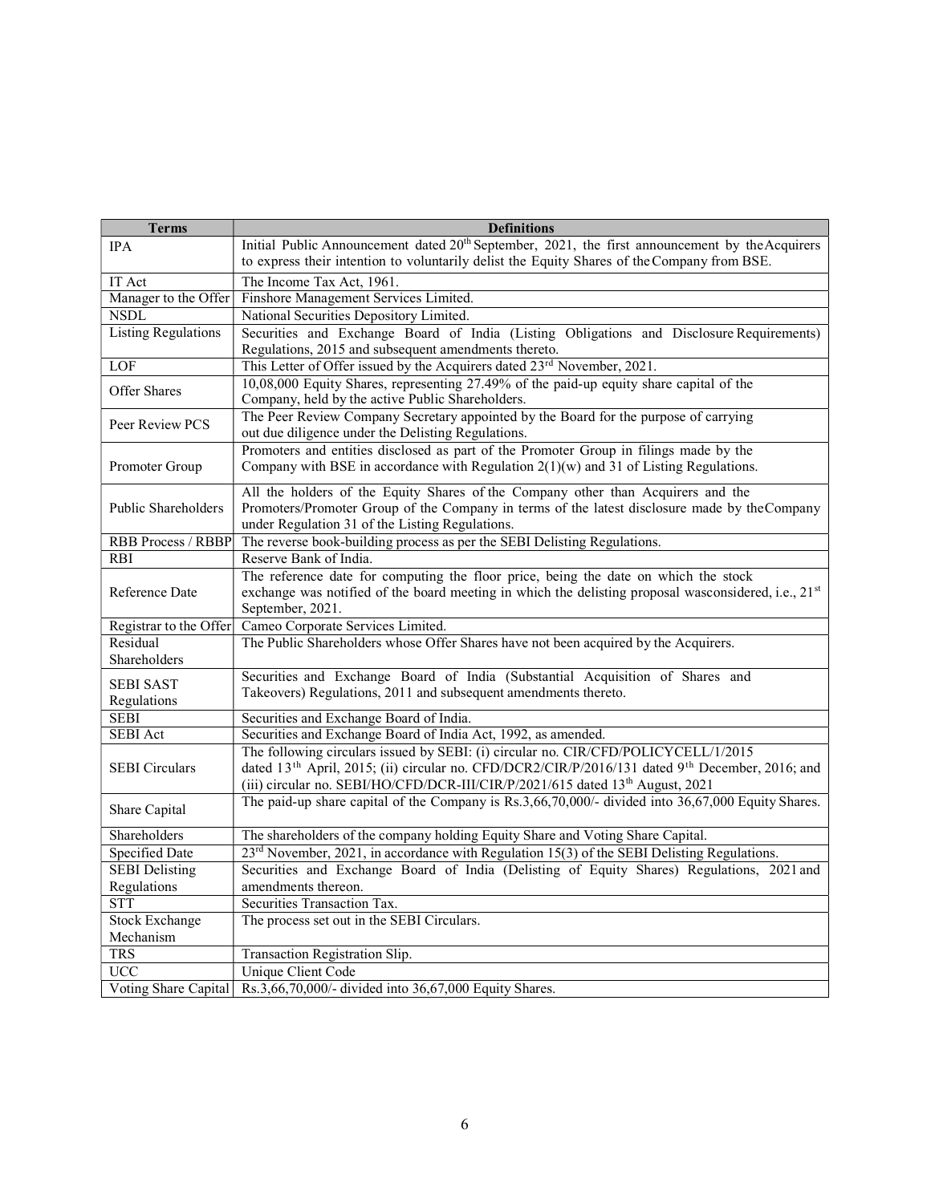| Terms | Definitions |
|---|---|
| IPA | Initial Public Announcement dated 20th September, 2021, the first announcement by the Acquirers to express their intention to voluntarily delist the Equity Shares of the Company from BSE. |
| IT Act | The Income Tax Act, 1961. |
| Manager to the Offer | Finshore Management Services Limited. |
| NSDL | National Securities Depository Limited. |
| Listing Regulations | Securities and Exchange Board of India (Listing Obligations and Disclosure Requirements) Regulations, 2015 and subsequent amendments thereto. |
| LOF | This Letter of Offer issued by the Acquirers dated 23rd November, 2021. |
| Offer Shares | 10,08,000 Equity Shares, representing 27.49% of the paid-up equity share capital of the Company, held by the active Public Shareholders. |
| Peer Review PCS | The Peer Review Company Secretary appointed by the Board for the purpose of carrying out due diligence under the Delisting Regulations. |
| Promoter Group | Promoters and entities disclosed as part of the Promoter Group in filings made by the Company with BSE in accordance with Regulation 2(1)(w) and 31 of Listing Regulations. |
| Public Shareholders | All the holders of the Equity Shares of the Company other than Acquirers and the Promoters/Promoter Group of the Company in terms of the latest disclosure made by the Company under Regulation 31 of the Listing Regulations. |
| RBB Process / RBBP | The reverse book-building process as per the SEBI Delisting Regulations. |
| RBI | Reserve Bank of India. |
| Reference Date | The reference date for computing the floor price, being the date on which the stock exchange was notified of the board meeting in which the delisting proposal was considered, i.e., 21st September, 2021. |
| Registrar to the Offer | Cameo Corporate Services Limited. |
| Residual Shareholders | The Public Shareholders whose Offer Shares have not been acquired by the Acquirers. |
| SEBI SAST Regulations | Securities and Exchange Board of India (Substantial Acquisition of Shares and Takeovers) Regulations, 2011 and subsequent amendments thereto. |
| SEBI | Securities and Exchange Board of India. |
| SEBI Act | Securities and Exchange Board of India Act, 1992, as amended. |
| SEBI Circulars | The following circulars issued by SEBI: (i) circular no. CIR/CFD/POLICYCELL/1/2015 dated 13th April, 2015; (ii) circular no. CFD/DCR2/CIR/P/2016/131 dated 9th December, 2016; and (iii) circular no. SEBI/HO/CFD/DCR-III/CIR/P/2021/615 dated 13th August, 2021 |
| Share Capital | The paid-up share capital of the Company is Rs.3,66,70,000/- divided into 36,67,000 Equity Shares. |
| Shareholders | The shareholders of the company holding Equity Share and Voting Share Capital. |
| Specified Date | 23rd November, 2021, in accordance with Regulation 15(3) of the SEBI Delisting Regulations. |
| SEBI Delisting Regulations | Securities and Exchange Board of India (Delisting of Equity Shares) Regulations, 2021 and amendments thereon. |
| STT | Securities Transaction Tax. |
| Stock Exchange Mechanism | The process set out in the SEBI Circulars. |
| TRS | Transaction Registration Slip. |
| UCC | Unique Client Code |
| Voting Share Capital | Rs.3,66,70,000/- divided into 36,67,000 Equity Shares. |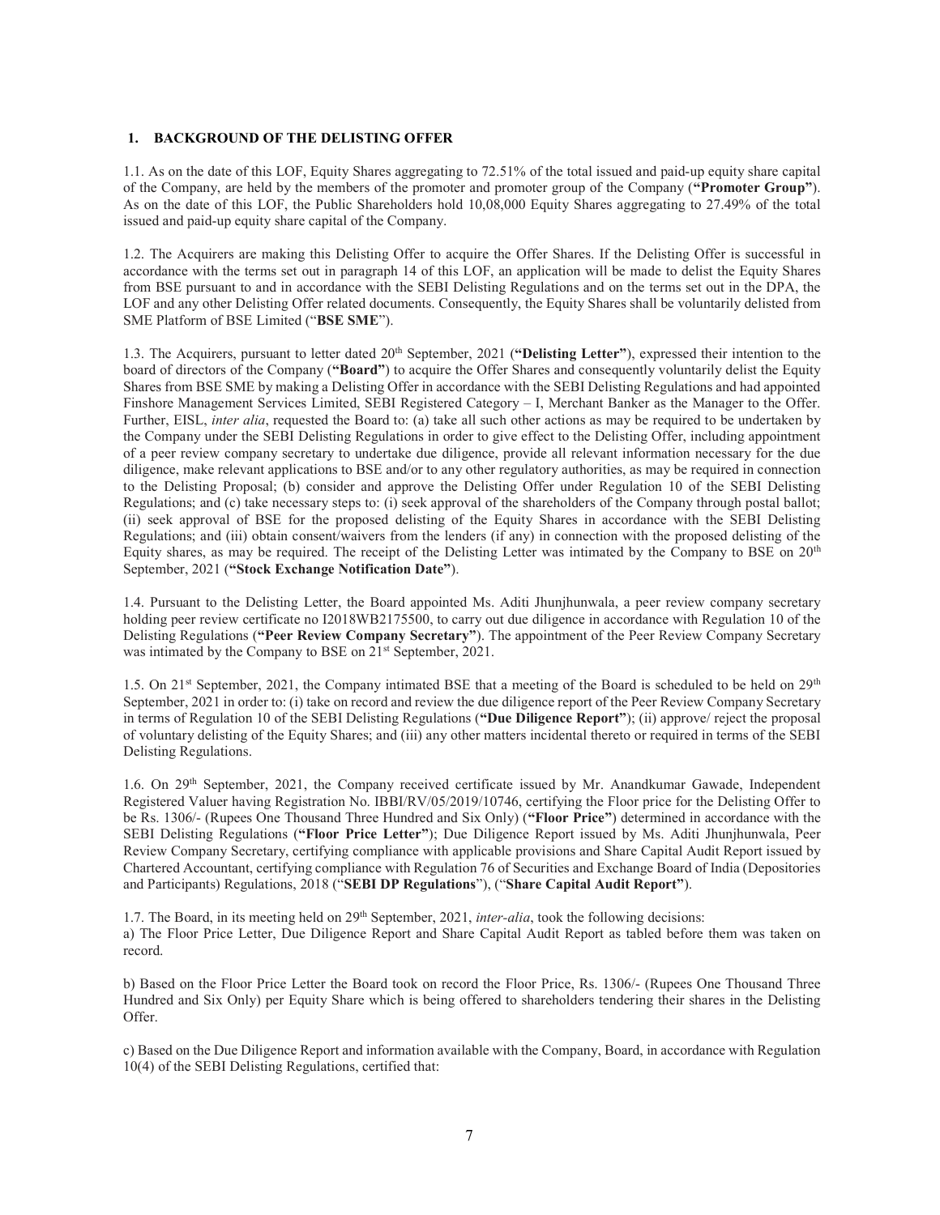## 1. BACKGROUND OF THE DELISTING OFFER

1.1. As on the date of this LOF, Equity Shares aggregating to 72.51% of the total issued and paid-up equity share capital of the Company, are held by the members of the promoter and promoter group of the Company (**"Promoter Group"**). As on the date of this LOF, the Public Shareholders hold 10,08,000 Equity Shares aggregating to 27.49% of the total issued and paid-up equity share capital of the Company.

1.2. The Acquirers are making this Delisting Offer to acquire the Offer Shares. If the Delisting Offer is successful in accordance with the terms set out in paragraph 14 of this LOF, an application will be made to delist the Equity Shares from BSE pursuant to and in accordance with the SEBI Delisting Regulations and on the terms set out in the DPA, the LOF and any other Delisting Offer related documents. Consequently, the Equity Shares shall be voluntarily delisted from SME Platform of BSE Limited ("**BSE SME**").

1.3. The Acquirers, pursuant to letter dated 20th September, 2021 (**"Delisting Letter"**), expressed their intention to the board of directors of the Company (**"Board"**) to acquire the Offer Shares and consequently voluntarily delist the Equity Shares from BSE SME by making a Delisting Offer in accordance with the SEBI Delisting Regulations and had appointed Finshore Management Services Limited, SEBI Registered Category – I, Merchant Banker as the Manager to the Offer. Further, EISL, *inter alia*, requested the Board to: (a) take all such other actions as may be required to be undertaken by the Company under the SEBI Delisting Regulations in order to give effect to the Delisting Offer, including appointment of a peer review company secretary to undertake due diligence, provide all relevant information necessary for the due diligence, make relevant applications to BSE and/or to any other regulatory authorities, as may be required in connection to the Delisting Proposal; (b) consider and approve the Delisting Offer under Regulation 10 of the SEBI Delisting Regulations; and (c) take necessary steps to: (i) seek approval of the shareholders of the Company through postal ballot; (ii) seek approval of BSE for the proposed delisting of the Equity Shares in accordance with the SEBI Delisting Regulations; and (iii) obtain consent/waivers from the lenders (if any) in connection with the proposed delisting of the Equity shares, as may be required. The receipt of the Delisting Letter was intimated by the Company to BSE on 20th September, 2021 (**"Stock Exchange Notification Date"**).

1.4. Pursuant to the Delisting Letter, the Board appointed Ms. Aditi Jhunjhunwala, a peer review company secretary holding peer review certificate no I2018WB2175500, to carry out due diligence in accordance with Regulation 10 of the Delisting Regulations (**"Peer Review Company Secretary"**). The appointment of the Peer Review Company Secretary was intimated by the Company to BSE on 21st September, 2021.

1.5. On 21st September, 2021, the Company intimated BSE that a meeting of the Board is scheduled to be held on 29th September, 2021 in order to: (i) take on record and review the due diligence report of the Peer Review Company Secretary in terms of Regulation 10 of the SEBI Delisting Regulations (**"Due Diligence Report"**); (ii) approve/ reject the proposal of voluntary delisting of the Equity Shares; and (iii) any other matters incidental thereto or required in terms of the SEBI Delisting Regulations.

1.6. On 29th September, 2021, the Company received certificate issued by Mr. Anandkumar Gawade, Independent Registered Valuer having Registration No. IBBI/RV/05/2019/10746, certifying the Floor price for the Delisting Offer to be Rs. 1306/- (Rupees One Thousand Three Hundred and Six Only) (**"Floor Price"**) determined in accordance with the SEBI Delisting Regulations (**"Floor Price Letter"**); Due Diligence Report issued by Ms. Aditi Jhunjhunwala, Peer Review Company Secretary, certifying compliance with applicable provisions and Share Capital Audit Report issued by Chartered Accountant, certifying compliance with Regulation 76 of Securities and Exchange Board of India (Depositories and Participants) Regulations, 2018 ("**SEBI DP Regulations**"), ("**Share Capital Audit Report"**).

1.7. The Board, in its meeting held on 29th September, 2021, *inter-alia*, took the following decisions:

a) The Floor Price Letter, Due Diligence Report and Share Capital Audit Report as tabled before them was taken on record.

b) Based on the Floor Price Letter the Board took on record the Floor Price, Rs. 1306/- (Rupees One Thousand Three Hundred and Six Only) per Equity Share which is being offered to shareholders tendering their shares in the Delisting Offer.

c) Based on the Due Diligence Report and information available with the Company, Board, in accordance with Regulation 10(4) of the SEBI Delisting Regulations, certified that: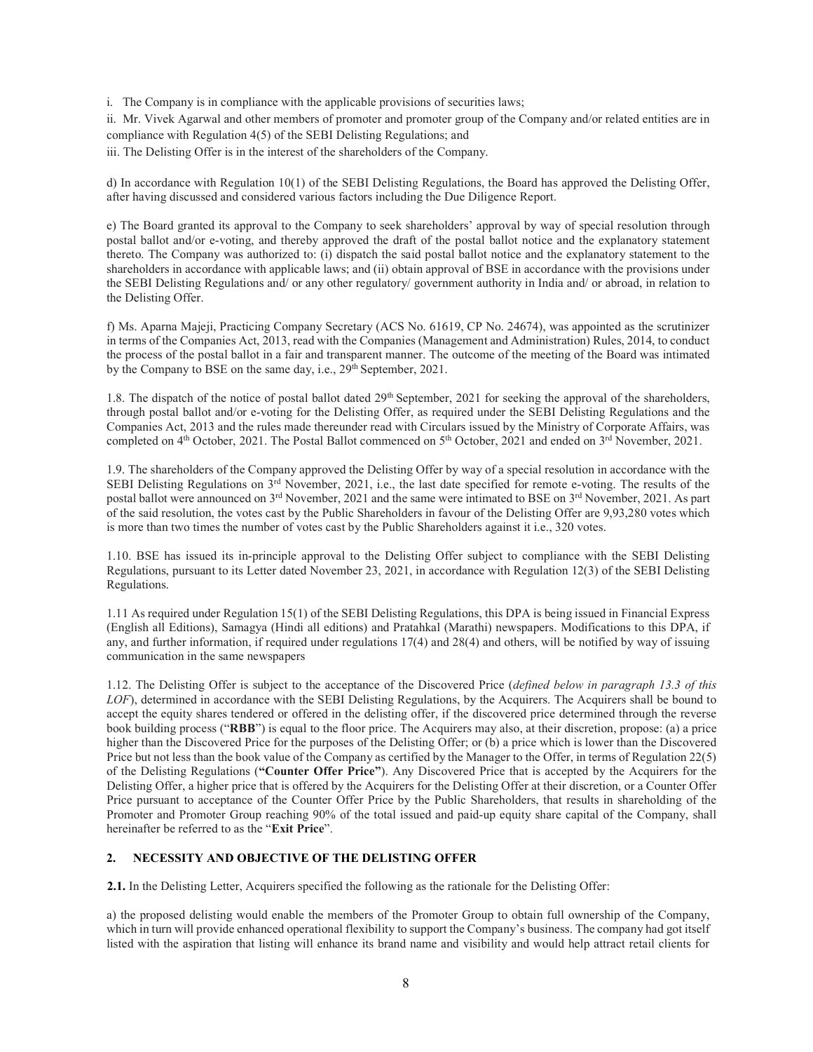i. The Company is in compliance with the applicable provisions of securities laws;

ii. Mr. Vivek Agarwal and other members of promoter and promoter group of the Company and/or related entities are in compliance with Regulation 4(5) of the SEBI Delisting Regulations; and

iii. The Delisting Offer is in the interest of the shareholders of the Company.

d) In accordance with Regulation 10(1) of the SEBI Delisting Regulations, the Board has approved the Delisting Offer, after having discussed and considered various factors including the Due Diligence Report.

e) The Board granted its approval to the Company to seek shareholders' approval by way of special resolution through postal ballot and/or e-voting, and thereby approved the draft of the postal ballot notice and the explanatory statement thereto. The Company was authorized to: (i) dispatch the said postal ballot notice and the explanatory statement to the shareholders in accordance with applicable laws; and (ii) obtain approval of BSE in accordance with the provisions under the SEBI Delisting Regulations and/ or any other regulatory/ government authority in India and/ or abroad, in relation to the Delisting Offer.

f) Ms. Aparna Majeji, Practicing Company Secretary (ACS No. 61619, CP No. 24674), was appointed as the scrutinizer in terms of the Companies Act, 2013, read with the Companies (Management and Administration) Rules, 2014, to conduct the process of the postal ballot in a fair and transparent manner. The outcome of the meeting of the Board was intimated by the Company to BSE on the same day, i.e., 29th September, 2021.

1.8. The dispatch of the notice of postal ballot dated 29th September, 2021 for seeking the approval of the shareholders, through postal ballot and/or e-voting for the Delisting Offer, as required under the SEBI Delisting Regulations and the Companies Act, 2013 and the rules made thereunder read with Circulars issued by the Ministry of Corporate Affairs, was completed on 4th October, 2021. The Postal Ballot commenced on 5th October, 2021 and ended on 3rd November, 2021.

1.9. The shareholders of the Company approved the Delisting Offer by way of a special resolution in accordance with the SEBI Delisting Regulations on 3rd November, 2021, i.e., the last date specified for remote e-voting. The results of the postal ballot were announced on 3rd November, 2021 and the same were intimated to BSE on 3rd November, 2021. As part of the said resolution, the votes cast by the Public Shareholders in favour of the Delisting Offer are 9,93,280 votes which is more than two times the number of votes cast by the Public Shareholders against it i.e., 320 votes.

1.10. BSE has issued its in-principle approval to the Delisting Offer subject to compliance with the SEBI Delisting Regulations, pursuant to its Letter dated November 23, 2021, in accordance with Regulation 12(3) of the SEBI Delisting Regulations.

1.11 As required under Regulation 15(1) of the SEBI Delisting Regulations, this DPA is being issued in Financial Express (English all Editions), Samagya (Hindi all editions) and Pratahkal (Marathi) newspapers. Modifications to this DPA, if any, and further information, if required under regulations 17(4) and 28(4) and others, will be notified by way of issuing communication in the same newspapers

1.12. The Delisting Offer is subject to the acceptance of the Discovered Price (*defined below in paragraph 13.3 of this LOF*), determined in accordance with the SEBI Delisting Regulations, by the Acquirers. The Acquirers shall be bound to accept the equity shares tendered or offered in the delisting offer, if the discovered price determined through the reverse book building process ("**RBB**") is equal to the floor price. The Acquirers may also, at their discretion, propose: (a) a price higher than the Discovered Price for the purposes of the Delisting Offer; or (b) a price which is lower than the Discovered Price but not less than the book value of the Company as certified by the Manager to the Offer, in terms of Regulation 22(5) of the Delisting Regulations (**"Counter Offer Price"**). Any Discovered Price that is accepted by the Acquirers for the Delisting Offer, a higher price that is offered by the Acquirers for the Delisting Offer at their discretion, or a Counter Offer Price pursuant to acceptance of the Counter Offer Price by the Public Shareholders, that results in shareholding of the Promoter and Promoter Group reaching 90% of the total issued and paid-up equity share capital of the Company, shall hereinafter be referred to as the "**Exit Price**".

## 2. NECESSITY AND OBJECTIVE OF THE DELISTING OFFER

**2.1.** In the Delisting Letter, Acquirers specified the following as the rationale for the Delisting Offer:

a) the proposed delisting would enable the members of the Promoter Group to obtain full ownership of the Company, which in turn will provide enhanced operational flexibility to support the Company's business. The company had got itself listed with the aspiration that listing will enhance its brand name and visibility and would help attract retail clients for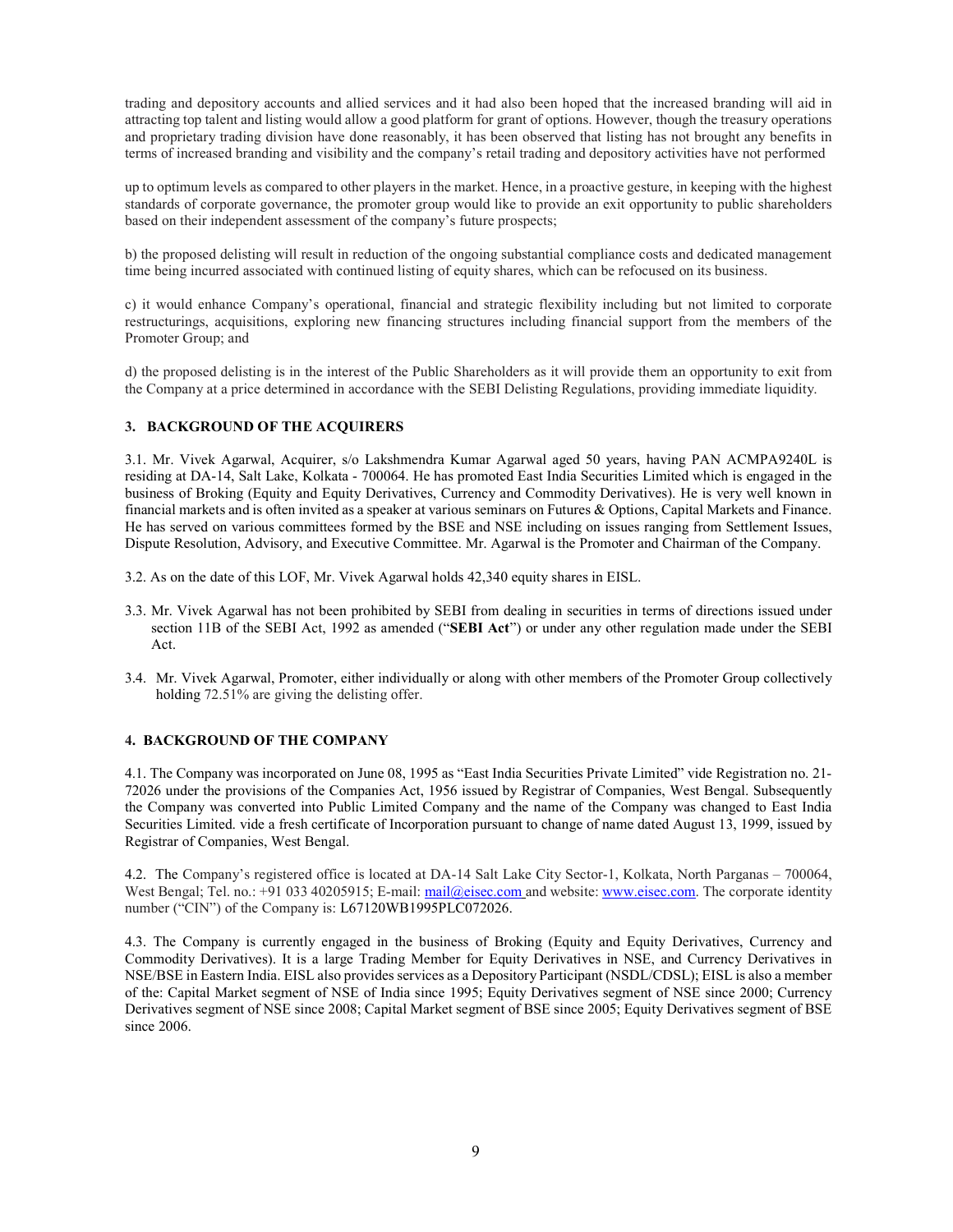trading and depository accounts and allied services and it had also been hoped that the increased branding will aid in attracting top talent and listing would allow a good platform for grant of options. However, though the treasury operations and proprietary trading division have done reasonably, it has been observed that listing has not brought any benefits in terms of increased branding and visibility and the company's retail trading and depository activities have not performed

up to optimum levels as compared to other players in the market. Hence, in a proactive gesture, in keeping with the highest standards of corporate governance, the promoter group would like to provide an exit opportunity to public shareholders based on their independent assessment of the company's future prospects;

b) the proposed delisting will result in reduction of the ongoing substantial compliance costs and dedicated management time being incurred associated with continued listing of equity shares, which can be refocused on its business.

c) it would enhance Company's operational, financial and strategic flexibility including but not limited to corporate restructurings, acquisitions, exploring new financing structures including financial support from the members of the Promoter Group; and

d) the proposed delisting is in the interest of the Public Shareholders as it will provide them an opportunity to exit from the Company at a price determined in accordance with the SEBI Delisting Regulations, providing immediate liquidity.

### 3. BACKGROUND OF THE ACQUIRERS

3.1. Mr. Vivek Agarwal, Acquirer, s/o Lakshmendra Kumar Agarwal aged 50 years, having PAN ACMPA9240L is residing at DA-14, Salt Lake, Kolkata - 700064. He has promoted East India Securities Limited which is engaged in the business of Broking (Equity and Equity Derivatives, Currency and Commodity Derivatives). He is very well known in financial markets and is often invited as a speaker at various seminars on Futures & Options, Capital Markets and Finance. He has served on various committees formed by the BSE and NSE including on issues ranging from Settlement Issues, Dispute Resolution, Advisory, and Executive Committee. Mr. Agarwal is the Promoter and Chairman of the Company.

3.2. As on the date of this LOF, Mr. Vivek Agarwal holds 42,340 equity shares in EISL.

3.3. Mr. Vivek Agarwal has not been prohibited by SEBI from dealing in securities in terms of directions issued under section 11B of the SEBI Act, 1992 as amended ("**SEBI Act**") or under any other regulation made under the SEBI Act.

3.4. Mr. Vivek Agarwal, Promoter, either individually or along with other members of the Promoter Group collectively holding 72.51% are giving the delisting offer.

### 4. BACKGROUND OF THE COMPANY

4.1. The Company was incorporated on June 08, 1995 as "East India Securities Private Limited" vide Registration no. 21-72026 under the provisions of the Companies Act, 1956 issued by Registrar of Companies, West Bengal. Subsequently the Company was converted into Public Limited Company and the name of the Company was changed to East India Securities Limited. vide a fresh certificate of Incorporation pursuant to change of name dated August 13, 1999, issued by Registrar of Companies, West Bengal.

4.2. The Company's registered office is located at DA-14 Salt Lake City Sector-1, Kolkata, North Parganas – 700064, West Bengal; Tel. no.: +91 033 40205915; E-mail: mail@eisec.com and website: www.eisec.com. The corporate identity number ("CIN") of the Company is: L67120WB1995PLC072026.

4.3. The Company is currently engaged in the business of Broking (Equity and Equity Derivatives, Currency and Commodity Derivatives). It is a large Trading Member for Equity Derivatives in NSE, and Currency Derivatives in NSE/BSE in Eastern India. EISL also provides services as a Depository Participant (NSDL/CDSL); EISL is also a member of the: Capital Market segment of NSE of India since 1995; Equity Derivatives segment of NSE since 2000; Currency Derivatives segment of NSE since 2008; Capital Market segment of BSE since 2005; Equity Derivatives segment of BSE since 2006.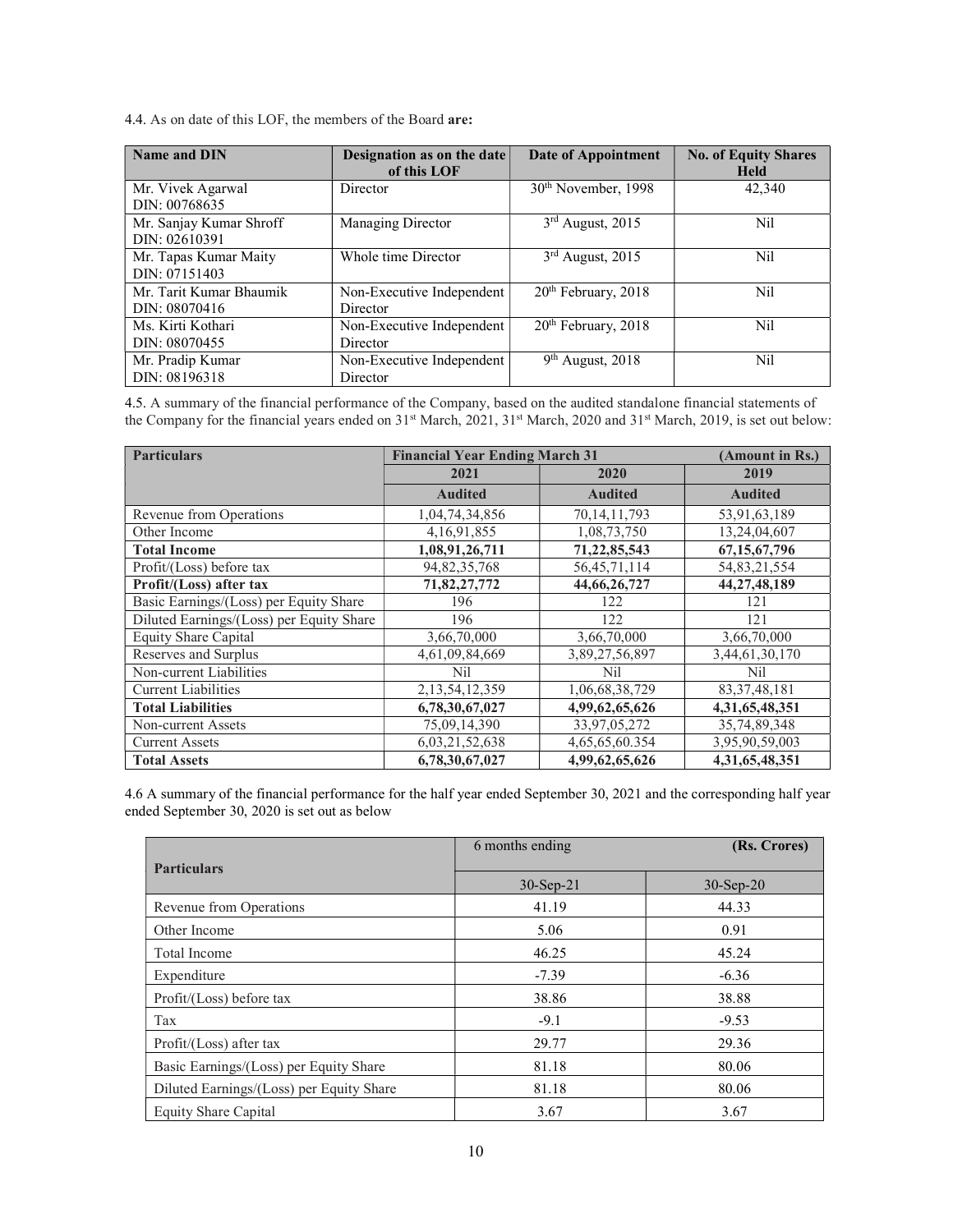4.4. As on date of this LOF, the members of the Board **are:**

| Name and DIN | Designation as on the date of this LOF | Date of Appointment | No. of Equity Shares Held |
|---|---|---|---|
| Mr. Vivek Agarwal DIN: 00768635 | Director | 30th November, 1998 | 42,340 |
| Mr. Sanjay Kumar Shroff DIN: 02610391 | Managing Director | 3rd August, 2015 | Nil |
| Mr. Tapas Kumar Maity DIN: 07151403 | Whole time Director | 3rd August, 2015 | Nil |
| Mr. Tarit Kumar Bhaumik DIN: 08070416 | Non-Executive Independent Director | 20th February, 2018 | Nil |
| Ms. Kirti Kothari DIN: 08070455 | Non-Executive Independent Director | 20th February, 2018 | Nil |
| Mr. Pradip Kumar DIN: 08196318 | Non-Executive Independent Director | 9th August, 2018 | Nil |

4.5. A summary of the financial performance of the Company, based on the audited standalone financial statements of the Company for the financial years ended on 31st March, 2021, 31st March, 2020 and 31st March, 2019, is set out below:

| **Particulars** | **Financial Year Ending March 31** | | **(Amount in Rs.)** |
|---|---|---|---|
| | **2021** | **2020** | **2019** |
| | **Audited** | **Audited** | **Audited** |
| Revenue from Operations | 1,04,74,34,856 | 70,14,11,793 | 53,91,63,189 |
| Other Income | 4,16,91,855 | 1,08,73,750 | 13,24,04,607 |
| **Total Income** | **1,08,91,26,711** | **71,22,85,543** | **67,15,67,796** |
| Profit/(Loss) before tax | 94,82,35,768 | 56,45,71,114 | 54,83,21,554 |
| **Profit/(Loss) after tax** | **71,82,27,772** | **44,66,26,727** | **44,27,48,189** |
| Basic Earnings/(Loss) per Equity Share | 196 | 122 | 121 |
| Diluted Earnings/(Loss) per Equity Share | 196 | 122 | 121 |
| Equity Share Capital | 3,66,70,000 | 3,66,70,000 | 3,66,70,000 |
| Reserves and Surplus | 4,61,09,84,669 | 3,89,27,56,897 | 3,44,61,30,170 |
| Non-current Liabilities | Nil | Nil | Nil |
| Current Liabilities | 2,13,54,12,359 | 1,06,68,38,729 | 83,37,48,181 |
| **Total Liabilities** | **6,78,30,67,027** | **4,99,62,65,626** | **4,31,65,48,351** |
| Non-current Assets | 75,09,14,390 | 33,97,05,272 | 35,74,89,348 |
| Current Assets | 6,03,21,52,638 | 4,65,65,60.354 | 3,95,90,59,003 |
| **Total Assets** | **6,78,30,67,027** | **4,99,62,65,626** | **4,31,65,48,351** |

4.6 A summary of the financial performance for the half year ended September 30, 2021 and the corresponding half year ended September 30, 2020 is set out as below

| **Particulars** | 6 months ending **(Rs. Crores)** | |
|---|---|---|
| | 30-Sep-21 | 30-Sep-20 |
| Revenue from Operations | 41.19 | 44.33 |
| Other Income | 5.06 | 0.91 |
| Total Income | 46.25 | 45.24 |
| Expenditure | -7.39 | -6.36 |
| Profit/(Loss) before tax | 38.86 | 38.88 |
| Tax | -9.1 | -9.53 |
| Profit/(Loss) after tax | 29.77 | 29.36 |
| Basic Earnings/(Loss) per Equity Share | 81.18 | 80.06 |
| Diluted Earnings/(Loss) per Equity Share | 81.18 | 80.06 |
| Equity Share Capital | 3.67 | 3.67 |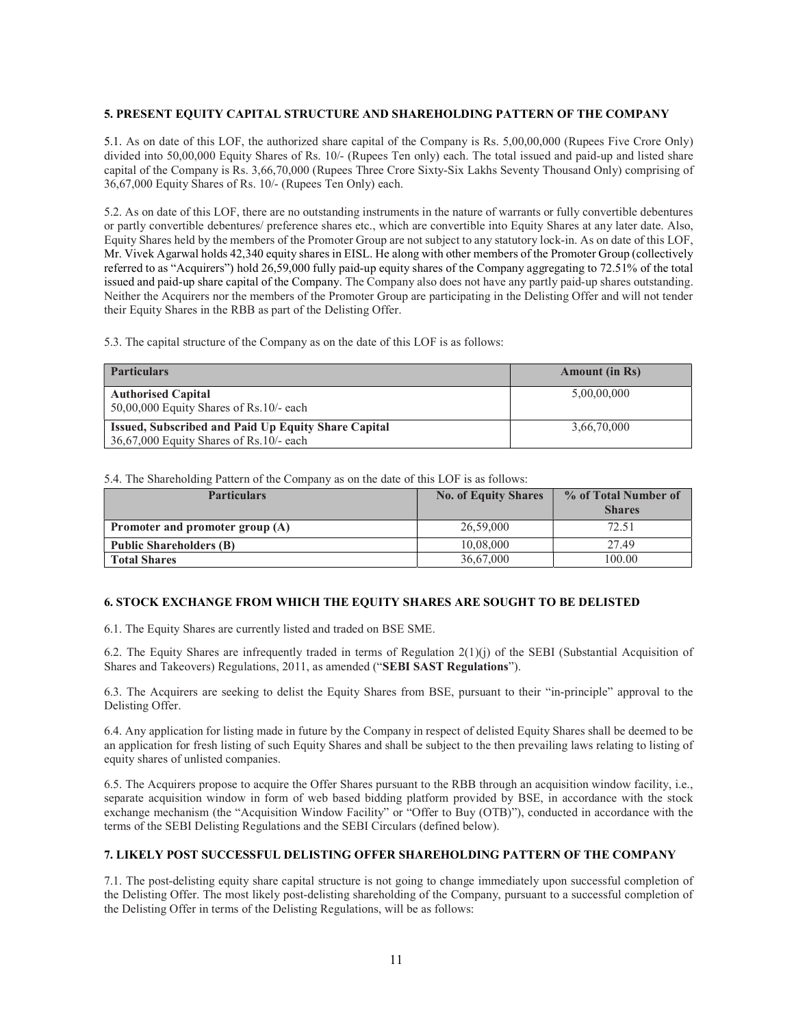## 5. PRESENT EQUITY CAPITAL STRUCTURE AND SHAREHOLDING PATTERN OF THE COMPANY

5.1. As on date of this LOF, the authorized share capital of the Company is Rs. 5,00,00,000 (Rupees Five Crore Only) divided into 50,00,000 Equity Shares of Rs. 10/- (Rupees Ten only) each. The total issued and paid-up and listed share capital of the Company is Rs. 3,66,70,000 (Rupees Three Crore Sixty-Six Lakhs Seventy Thousand Only) comprising of 36,67,000 Equity Shares of Rs. 10/- (Rupees Ten Only) each.

5.2. As on date of this LOF, there are no outstanding instruments in the nature of warrants or fully convertible debentures or partly convertible debentures/ preference shares etc., which are convertible into Equity Shares at any later date. Also, Equity Shares held by the members of the Promoter Group are not subject to any statutory lock-in. As on date of this LOF, Mr. Vivek Agarwal holds 42,340 equity shares in EISL. He along with other members of the Promoter Group (collectively referred to as "Acquirers") hold 26,59,000 fully paid-up equity shares of the Company aggregating to 72.51% of the total issued and paid-up share capital of the Company. The Company also does not have any partly paid-up shares outstanding. Neither the Acquirers nor the members of the Promoter Group are participating in the Delisting Offer and will not tender their Equity Shares in the RBB as part of the Delisting Offer.

5.3. The capital structure of the Company as on the date of this LOF is as follows:

| Particulars | Amount (in Rs) |
|---|---|
| **Authorised Capital**<br>50,00,000 Equity Shares of Rs.10/- each | 5,00,00,000 |
| **Issued, Subscribed and Paid Up Equity Share Capital**<br>36,67,000 Equity Shares of Rs.10/- each | 3,66,70,000 |

5.4. The Shareholding Pattern of the Company as on the date of this LOF is as follows:

| Particulars | No. of Equity Shares | % of Total Number of Shares |
|---|---|---|
| **Promoter and promoter group (A)** | 26,59,000 | 72.51 |
| **Public Shareholders (B)** | 10,08,000 | 27.49 |
| **Total Shares** | 36,67,000 | 100.00 |

## 6. STOCK EXCHANGE FROM WHICH THE EQUITY SHARES ARE SOUGHT TO BE DELISTED

6.1. The Equity Shares are currently listed and traded on BSE SME.

6.2. The Equity Shares are infrequently traded in terms of Regulation 2(1)(j) of the SEBI (Substantial Acquisition of Shares and Takeovers) Regulations, 2011, as amended ("**SEBI SAST Regulations**").

6.3. The Acquirers are seeking to delist the Equity Shares from BSE, pursuant to their "in-principle" approval to the Delisting Offer.

6.4. Any application for listing made in future by the Company in respect of delisted Equity Shares shall be deemed to be an application for fresh listing of such Equity Shares and shall be subject to the then prevailing laws relating to listing of equity shares of unlisted companies.

6.5. The Acquirers propose to acquire the Offer Shares pursuant to the RBB through an acquisition window facility, i.e., separate acquisition window in form of web based bidding platform provided by BSE, in accordance with the stock exchange mechanism (the "Acquisition Window Facility" or "Offer to Buy (OTB)"), conducted in accordance with the terms of the SEBI Delisting Regulations and the SEBI Circulars (defined below).

## 7. LIKELY POST SUCCESSFUL DELISTING OFFER SHAREHOLDING PATTERN OF THE COMPANY

7.1. The post-delisting equity share capital structure is not going to change immediately upon successful completion of the Delisting Offer. The most likely post-delisting shareholding of the Company, pursuant to a successful completion of the Delisting Offer in terms of the Delisting Regulations, will be as follows: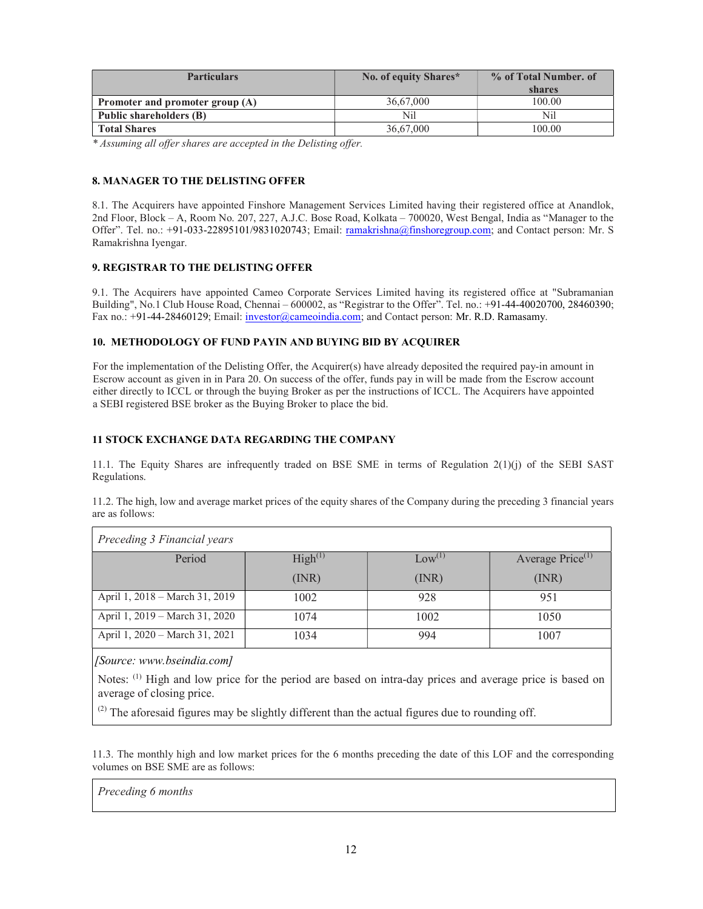| Particulars | No. of equity Shares* | % of Total Number. of shares |
|---|---|---|
| **Promoter and promoter group (A)** | 36,67,000 | 100.00 |
| **Public shareholders (B)** | Nil | Nil |
| **Total Shares** | 36,67,000 | 100.00 |

*\* Assuming all offer shares are accepted in the Delisting offer.*

### 8. MANAGER TO THE DELISTING OFFER

8.1. The Acquirers have appointed Finshore Management Services Limited having their registered office at Anandlok, 2nd Floor, Block – A, Room No. 207, 227, A.J.C. Bose Road, Kolkata – 700020, West Bengal, India as "Manager to the Offer". Tel. no.: +91-033-22895101/9831020743; Email: ramakrishna@finshoregroup.com; and Contact person: Mr. S Ramakrishna Iyengar.

### 9. REGISTRAR TO THE DELISTING OFFER

9.1. The Acquirers have appointed Cameo Corporate Services Limited having its registered office at "Subramanian Building", No.1 Club House Road, Chennai – 600002, as "Registrar to the Offer". Tel. no.: +91-44-40020700, 28460390; Fax no.: +91-44-28460129; Email: investor@cameoindia.com; and Contact person: Mr. R.D. Ramasamy.

### 10. METHODOLOGY OF FUND PAYIN AND BUYING BID BY ACQUIRER

For the implementation of the Delisting Offer, the Acquirer(s) have already deposited the required pay-in amount in Escrow account as given in in Para 20. On success of the offer, funds pay in will be made from the Escrow account either directly to ICCL or through the buying Broker as per the instructions of ICCL. The Acquirers have appointed a SEBI registered BSE broker as the Buying Broker to place the bid.

### 11 STOCK EXCHANGE DATA REGARDING THE COMPANY

11.1. The Equity Shares are infrequently traded on BSE SME in terms of Regulation 2(1)(j) of the SEBI SAST Regulations.

11.2. The high, low and average market prices of the equity shares of the Company during the preceding 3 financial years are as follows:

| *Preceding 3 Financial years* | | | |
|---|---|---|---|
| Period | High[1] (INR) | Low[1] (INR) | Average Price[1] (INR) |
| April 1, 2018 – March 31, 2019 | 1002 | 928 | 951 |
| April 1, 2019 – March 31, 2020 | 1074 | 1002 | 1050 |
| April 1, 2020 – March 31, 2021 | 1034 | 994 | 1007 |

*[Source: www.bseindia.com]*

Notes: [1] High and low price for the period are based on intra-day prices and average price is based on average of closing price.

[2] The aforesaid figures may be slightly different than the actual figures due to rounding off.

11.3. The monthly high and low market prices for the 6 months preceding the date of this LOF and the corresponding volumes on BSE SME are as follows:

| *Preceding 6 months* |
|---|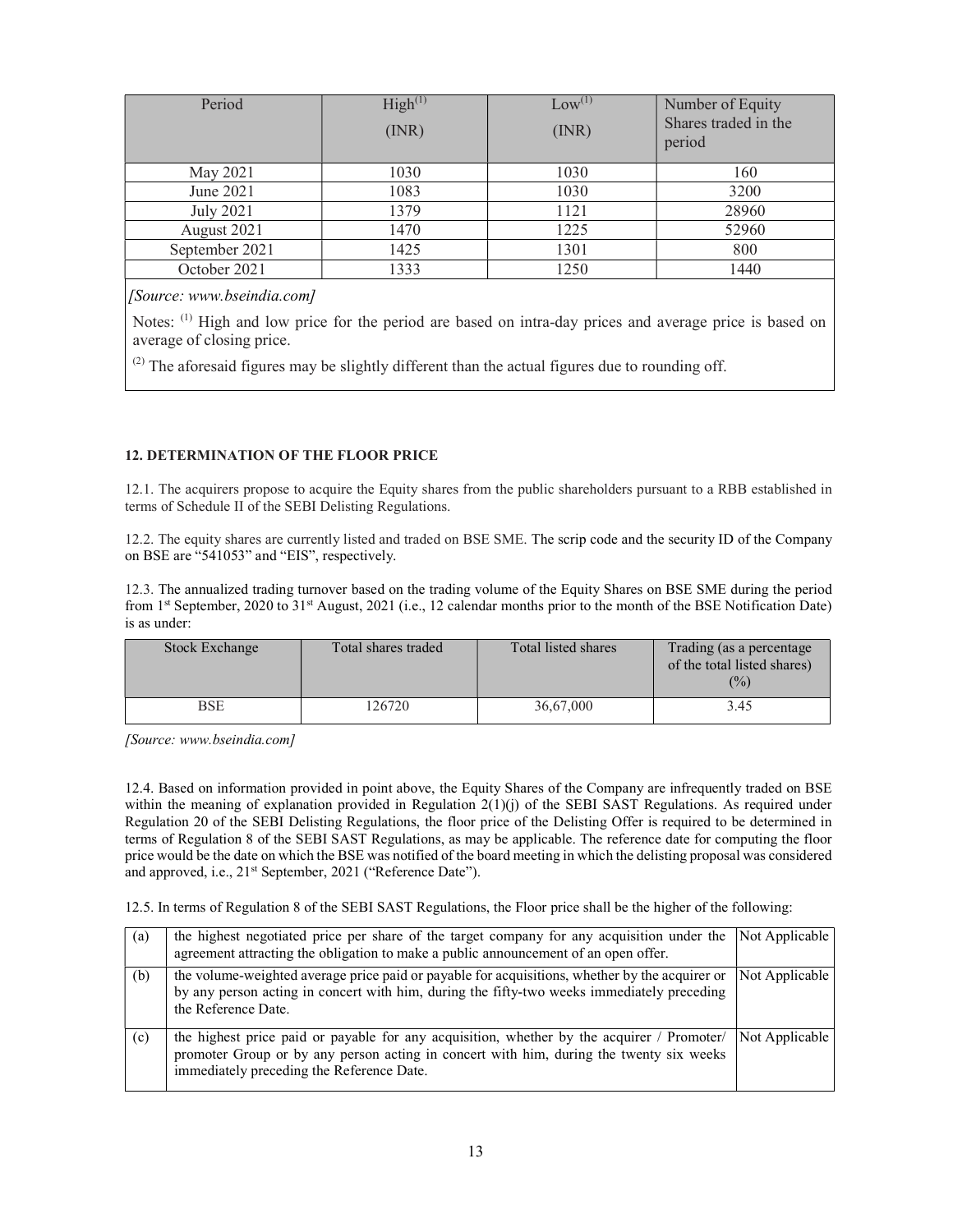| Period | High[1] (INR) | Low[1] (INR) | Number of Equity Shares traded in the period |
|---|---|---|---|
| May 2021 | 1030 | 1030 | 160 |
| June 2021 | 1083 | 1030 | 3200 |
| July 2021 | 1379 | 1121 | 28960 |
| August 2021 | 1470 | 1225 | 52960 |
| September 2021 | 1425 | 1301 | 800 |
| October 2021 | 1333 | 1250 | 1440 |

*[Source: www.bseindia.com]*

Notes: [1] High and low price for the period are based on intra-day prices and average price is based on average of closing price.

[2] The aforesaid figures may be slightly different than the actual figures due to rounding off.

## 12. DETERMINATION OF THE FLOOR PRICE

12.1. The acquirers propose to acquire the Equity shares from the public shareholders pursuant to a RBB established in terms of Schedule II of the SEBI Delisting Regulations.

12.2. The equity shares are currently listed and traded on BSE SME. The scrip code and the security ID of the Company on BSE are "541053" and "EIS", respectively.

12.3. The annualized trading turnover based on the trading volume of the Equity Shares on BSE SME during the period from 1st September, 2020 to 31st August, 2021 (i.e., 12 calendar months prior to the month of the BSE Notification Date) is as under:

| Stock Exchange | Total shares traded | Total listed shares | Trading (as a percentage of the total listed shares) (%) |
|---|---|---|---|
| BSE | 126720 | 36,67,000 | 3.45 |

*[Source: www.bseindia.com]*

12.4. Based on information provided in point above, the Equity Shares of the Company are infrequently traded on BSE within the meaning of explanation provided in Regulation 2(1)(j) of the SEBI SAST Regulations. As required under Regulation 20 of the SEBI Delisting Regulations, the floor price of the Delisting Offer is required to be determined in terms of Regulation 8 of the SEBI SAST Regulations, as may be applicable. The reference date for computing the floor price would be the date on which the BSE was notified of the board meeting in which the delisting proposal was considered and approved, i.e., 21st September, 2021 ("Reference Date").

12.5. In terms of Regulation 8 of the SEBI SAST Regulations, the Floor price shall be the higher of the following:

| | | |
|---|---|---|
| (a) | the highest negotiated price per share of the target company for any acquisition under the agreement attracting the obligation to make a public announcement of an open offer. | Not Applicable |
| (b) | the volume-weighted average price paid or payable for acquisitions, whether by the acquirer or by any person acting in concert with him, during the fifty-two weeks immediately preceding the Reference Date. | Not Applicable |
| (c) | the highest price paid or payable for any acquisition, whether by the acquirer / Promoter/ promoter Group or by any person acting in concert with him, during the twenty six weeks immediately preceding the Reference Date. | Not Applicable |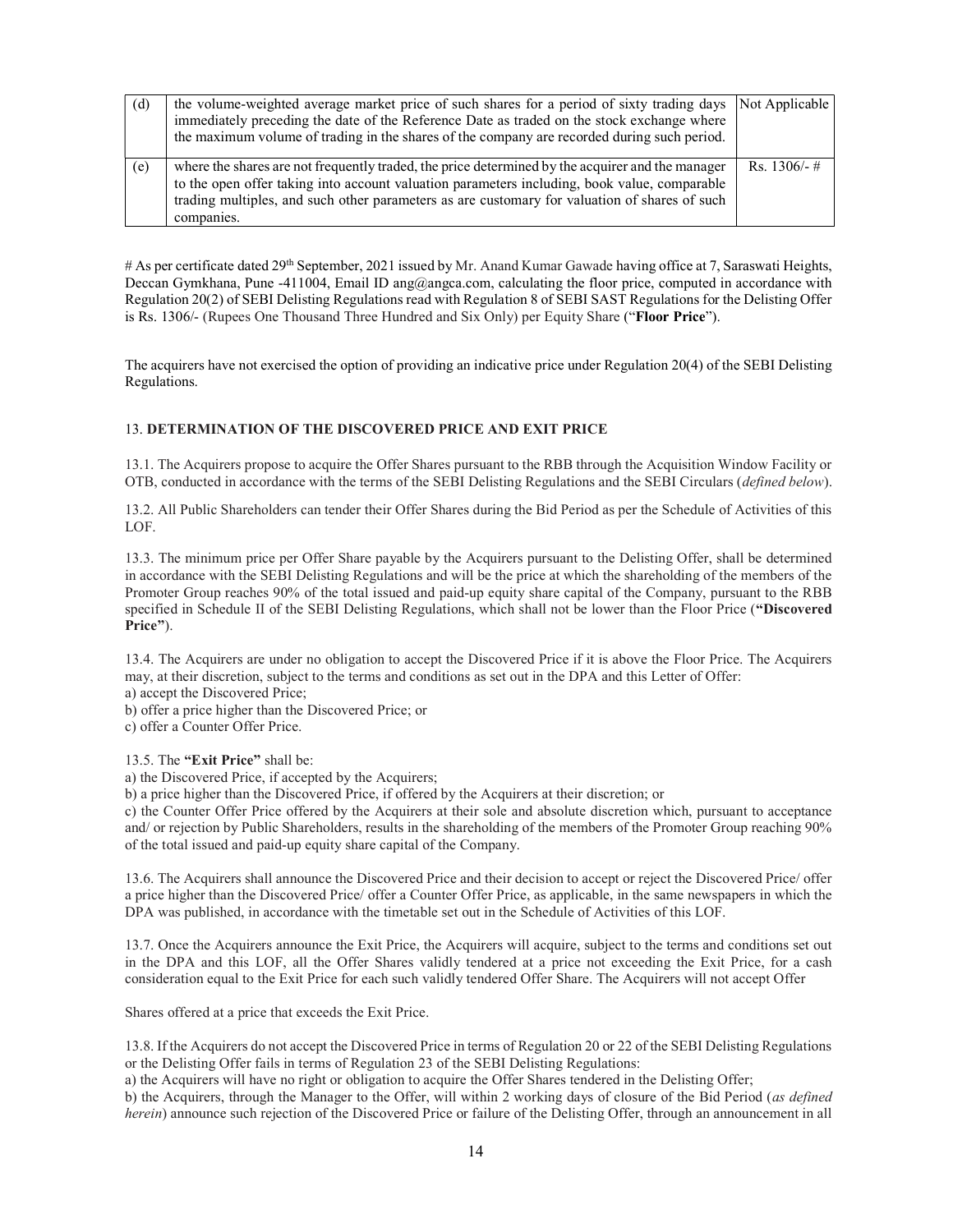| (d) | the volume-weighted average market price of such shares for a period of sixty trading days immediately preceding the date of the Reference Date as traded on the stock exchange where the maximum volume of trading in the shares of the company are recorded during such period. | Not Applicable |
|---|---|---|
| (e) | where the shares are not frequently traded, the price determined by the acquirer and the manager to the open offer taking into account valuation parameters including, book value, comparable trading multiples, and such other parameters as are customary for valuation of shares of such companies. | Rs. 1306/- # |

# As per certificate dated 29th September, 2021 issued by Mr. Anand Kumar Gawade having office at 7, Saraswati Heights, Deccan Gymkhana, Pune -411004, Email ID ang@angca.com, calculating the floor price, computed in accordance with Regulation 20(2) of SEBI Delisting Regulations read with Regulation 8 of SEBI SAST Regulations for the Delisting Offer is Rs. 1306/- (Rupees One Thousand Three Hundred and Six Only) per Equity Share ("**Floor Price**").

The acquirers have not exercised the option of providing an indicative price under Regulation 20(4) of the SEBI Delisting Regulations.

13. **DETERMINATION OF THE DISCOVERED PRICE AND EXIT PRICE**

13.1. The Acquirers propose to acquire the Offer Shares pursuant to the RBB through the Acquisition Window Facility or OTB, conducted in accordance with the terms of the SEBI Delisting Regulations and the SEBI Circulars (*defined below*).

13.2. All Public Shareholders can tender their Offer Shares during the Bid Period as per the Schedule of Activities of this LOF.

13.3. The minimum price per Offer Share payable by the Acquirers pursuant to the Delisting Offer, shall be determined in accordance with the SEBI Delisting Regulations and will be the price at which the shareholding of the members of the Promoter Group reaches 90% of the total issued and paid-up equity share capital of the Company, pursuant to the RBB specified in Schedule II of the SEBI Delisting Regulations, which shall not be lower than the Floor Price (**"Discovered Price"**).

13.4. The Acquirers are under no obligation to accept the Discovered Price if it is above the Floor Price. The Acquirers may, at their discretion, subject to the terms and conditions as set out in the DPA and this Letter of Offer:
a) accept the Discovered Price;
b) offer a price higher than the Discovered Price; or
c) offer a Counter Offer Price.

13.5. The **"Exit Price"** shall be:
a) the Discovered Price, if accepted by the Acquirers;
b) a price higher than the Discovered Price, if offered by the Acquirers at their discretion; or
c) the Counter Offer Price offered by the Acquirers at their sole and absolute discretion which, pursuant to acceptance and/ or rejection by Public Shareholders, results in the shareholding of the members of the Promoter Group reaching 90% of the total issued and paid-up equity share capital of the Company.

13.6. The Acquirers shall announce the Discovered Price and their decision to accept or reject the Discovered Price/ offer a price higher than the Discovered Price/ offer a Counter Offer Price, as applicable, in the same newspapers in which the DPA was published, in accordance with the timetable set out in the Schedule of Activities of this LOF.

13.7. Once the Acquirers announce the Exit Price, the Acquirers will acquire, subject to the terms and conditions set out in the DPA and this LOF, all the Offer Shares validly tendered at a price not exceeding the Exit Price, for a cash consideration equal to the Exit Price for each such validly tendered Offer Share. The Acquirers will not accept Offer Shares offered at a price that exceeds the Exit Price.

13.8. If the Acquirers do not accept the Discovered Price in terms of Regulation 20 or 22 of the SEBI Delisting Regulations or the Delisting Offer fails in terms of Regulation 23 of the SEBI Delisting Regulations:
a) the Acquirers will have no right or obligation to acquire the Offer Shares tendered in the Delisting Offer;
b) the Acquirers, through the Manager to the Offer, will within 2 working days of closure of the Bid Period (*as defined herein*) announce such rejection of the Discovered Price or failure of the Delisting Offer, through an announcement in all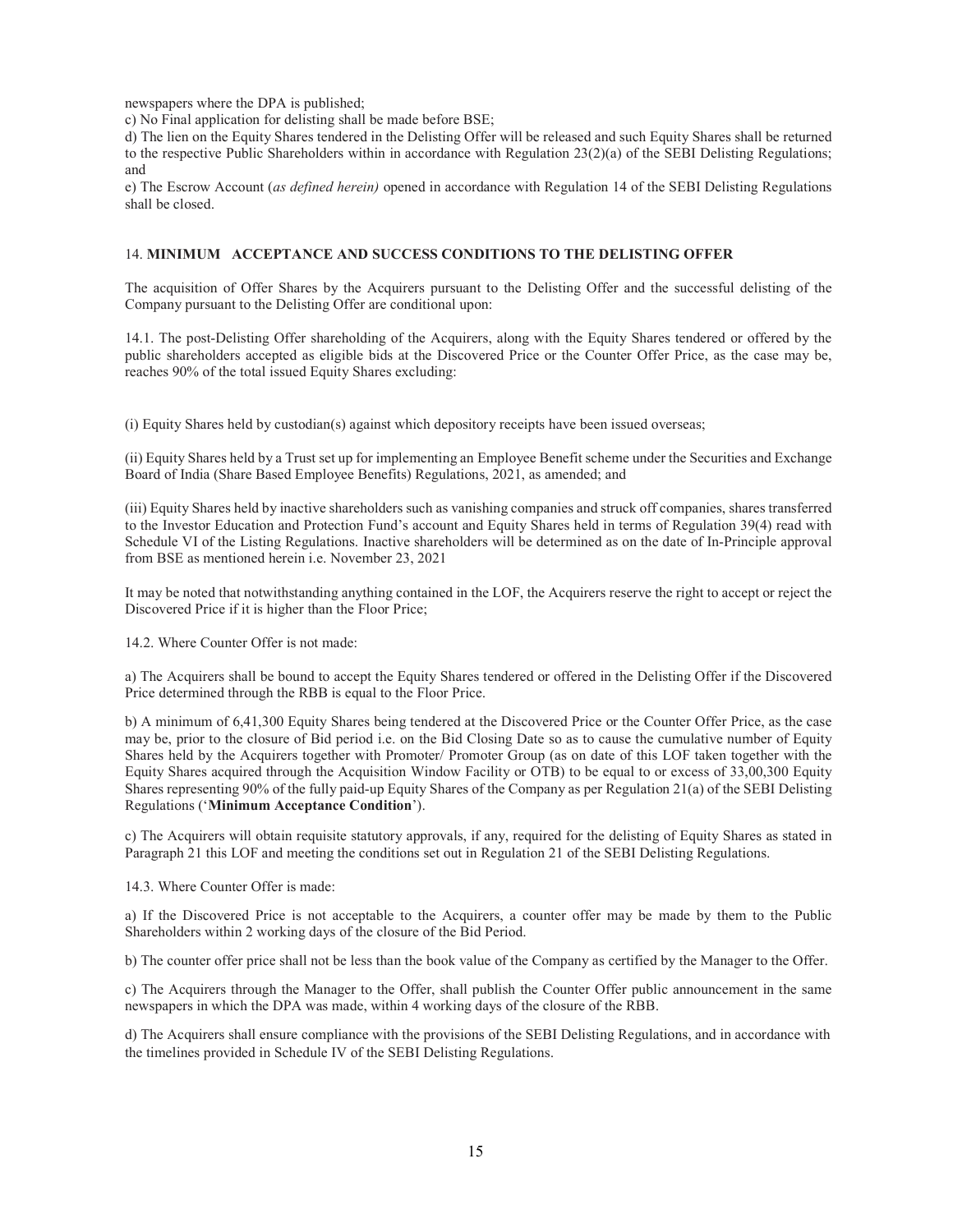newspapers where the DPA is published;

c) No Final application for delisting shall be made before BSE;

d) The lien on the Equity Shares tendered in the Delisting Offer will be released and such Equity Shares shall be returned to the respective Public Shareholders within in accordance with Regulation 23(2)(a) of the SEBI Delisting Regulations; and

e) The Escrow Account (*as defined herein)* opened in accordance with Regulation 14 of the SEBI Delisting Regulations shall be closed.

## 14. MINIMUM ACCEPTANCE AND SUCCESS CONDITIONS TO THE DELISTING OFFER

The acquisition of Offer Shares by the Acquirers pursuant to the Delisting Offer and the successful delisting of the Company pursuant to the Delisting Offer are conditional upon:

14.1. The post-Delisting Offer shareholding of the Acquirers, along with the Equity Shares tendered or offered by the public shareholders accepted as eligible bids at the Discovered Price or the Counter Offer Price, as the case may be, reaches 90% of the total issued Equity Shares excluding:

(i) Equity Shares held by custodian(s) against which depository receipts have been issued overseas;

(ii) Equity Shares held by a Trust set up for implementing an Employee Benefit scheme under the Securities and Exchange Board of India (Share Based Employee Benefits) Regulations, 2021, as amended; and

(iii) Equity Shares held by inactive shareholders such as vanishing companies and struck off companies, shares transferred to the Investor Education and Protection Fund's account and Equity Shares held in terms of Regulation 39(4) read with Schedule VI of the Listing Regulations. Inactive shareholders will be determined as on the date of In-Principle approval from BSE as mentioned herein i.e. November 23, 2021

It may be noted that notwithstanding anything contained in the LOF, the Acquirers reserve the right to accept or reject the Discovered Price if it is higher than the Floor Price;

14.2. Where Counter Offer is not made:

a) The Acquirers shall be bound to accept the Equity Shares tendered or offered in the Delisting Offer if the Discovered Price determined through the RBB is equal to the Floor Price.

b) A minimum of 6,41,300 Equity Shares being tendered at the Discovered Price or the Counter Offer Price, as the case may be, prior to the closure of Bid period i.e. on the Bid Closing Date so as to cause the cumulative number of Equity Shares held by the Acquirers together with Promoter/ Promoter Group (as on date of this LOF taken together with the Equity Shares acquired through the Acquisition Window Facility or OTB) to be equal to or excess of 33,00,300 Equity Shares representing 90% of the fully paid-up Equity Shares of the Company as per Regulation 21(a) of the SEBI Delisting Regulations ('**Minimum Acceptance Condition**').

c) The Acquirers will obtain requisite statutory approvals, if any, required for the delisting of Equity Shares as stated in Paragraph 21 this LOF and meeting the conditions set out in Regulation 21 of the SEBI Delisting Regulations.

14.3. Where Counter Offer is made:

a) If the Discovered Price is not acceptable to the Acquirers, a counter offer may be made by them to the Public Shareholders within 2 working days of the closure of the Bid Period.

b) The counter offer price shall not be less than the book value of the Company as certified by the Manager to the Offer.

c) The Acquirers through the Manager to the Offer, shall publish the Counter Offer public announcement in the same newspapers in which the DPA was made, within 4 working days of the closure of the RBB.

d) The Acquirers shall ensure compliance with the provisions of the SEBI Delisting Regulations, and in accordance with the timelines provided in Schedule IV of the SEBI Delisting Regulations.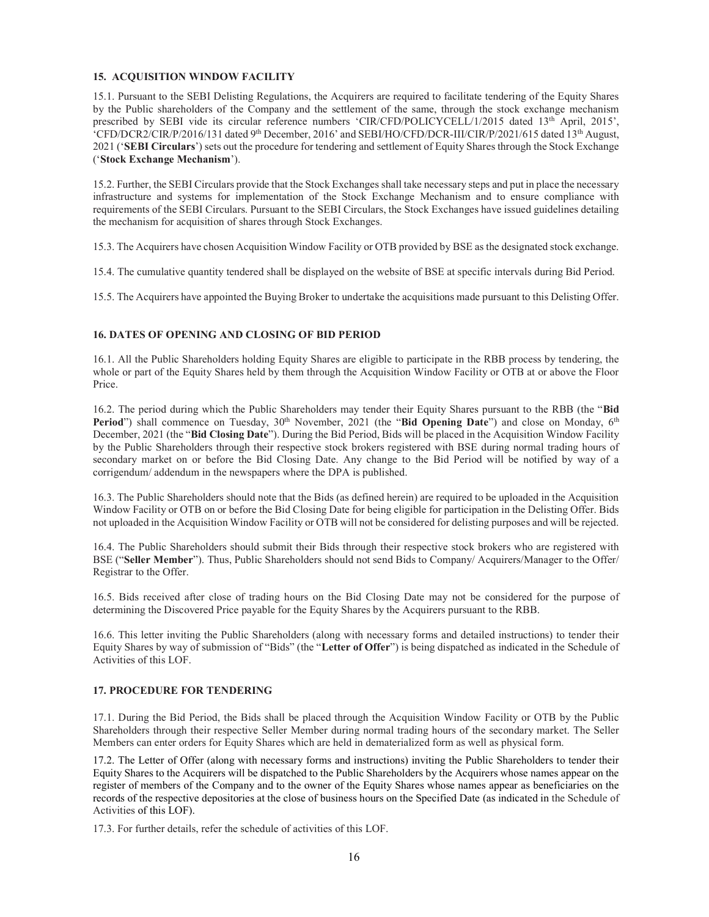## 15. ACQUISITION WINDOW FACILITY

15.1. Pursuant to the SEBI Delisting Regulations, the Acquirers are required to facilitate tendering of the Equity Shares by the Public shareholders of the Company and the settlement of the same, through the stock exchange mechanism prescribed by SEBI vide its circular reference numbers 'CIR/CFD/POLICYCELL/1/2015 dated 13th April, 2015', 'CFD/DCR2/CIR/P/2016/131 dated 9th December, 2016' and SEBI/HO/CFD/DCR-III/CIR/P/2021/615 dated 13th August, 2021 ('**SEBI Circulars**') sets out the procedure for tendering and settlement of Equity Shares through the Stock Exchange ('**Stock Exchange Mechanism**').

15.2. Further, the SEBI Circulars provide that the Stock Exchanges shall take necessary steps and put in place the necessary infrastructure and systems for implementation of the Stock Exchange Mechanism and to ensure compliance with requirements of the SEBI Circulars. Pursuant to the SEBI Circulars, the Stock Exchanges have issued guidelines detailing the mechanism for acquisition of shares through Stock Exchanges.

15.3. The Acquirers have chosen Acquisition Window Facility or OTB provided by BSE as the designated stock exchange.

15.4. The cumulative quantity tendered shall be displayed on the website of BSE at specific intervals during Bid Period.

15.5. The Acquirers have appointed the Buying Broker to undertake the acquisitions made pursuant to this Delisting Offer.

## 16. DATES OF OPENING AND CLOSING OF BID PERIOD

16.1. All the Public Shareholders holding Equity Shares are eligible to participate in the RBB process by tendering, the whole or part of the Equity Shares held by them through the Acquisition Window Facility or OTB at or above the Floor Price.

16.2. The period during which the Public Shareholders may tender their Equity Shares pursuant to the RBB (the "**Bid Period**") shall commence on Tuesday, 30th November, 2021 (the "**Bid Opening Date**") and close on Monday, 6th December, 2021 (the "**Bid Closing Date**"). During the Bid Period, Bids will be placed in the Acquisition Window Facility by the Public Shareholders through their respective stock brokers registered with BSE during normal trading hours of secondary market on or before the Bid Closing Date. Any change to the Bid Period will be notified by way of a corrigendum/ addendum in the newspapers where the DPA is published.

16.3. The Public Shareholders should note that the Bids (as defined herein) are required to be uploaded in the Acquisition Window Facility or OTB on or before the Bid Closing Date for being eligible for participation in the Delisting Offer. Bids not uploaded in the Acquisition Window Facility or OTB will not be considered for delisting purposes and will be rejected.

16.4. The Public Shareholders should submit their Bids through their respective stock brokers who are registered with BSE ("**Seller Member**"). Thus, Public Shareholders should not send Bids to Company/ Acquirers/Manager to the Offer/ Registrar to the Offer.

16.5. Bids received after close of trading hours on the Bid Closing Date may not be considered for the purpose of determining the Discovered Price payable for the Equity Shares by the Acquirers pursuant to the RBB.

16.6. This letter inviting the Public Shareholders (along with necessary forms and detailed instructions) to tender their Equity Shares by way of submission of "Bids" (the "**Letter of Offer**") is being dispatched as indicated in the Schedule of Activities of this LOF.

## 17. PROCEDURE FOR TENDERING

17.1. During the Bid Period, the Bids shall be placed through the Acquisition Window Facility or OTB by the Public Shareholders through their respective Seller Member during normal trading hours of the secondary market. The Seller Members can enter orders for Equity Shares which are held in dematerialized form as well as physical form.

17.2. The Letter of Offer (along with necessary forms and instructions) inviting the Public Shareholders to tender their Equity Shares to the Acquirers will be dispatched to the Public Shareholders by the Acquirers whose names appear on the register of members of the Company and to the owner of the Equity Shares whose names appear as beneficiaries on the records of the respective depositories at the close of business hours on the Specified Date (as indicated in the Schedule of Activities of this LOF).

17.3. For further details, refer the schedule of activities of this LOF.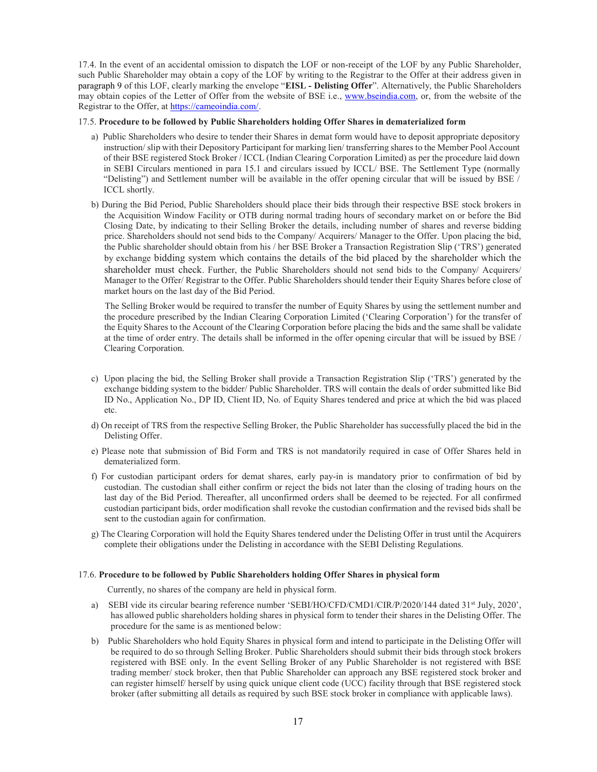17.4. In the event of an accidental omission to dispatch the LOF or non-receipt of the LOF by any Public Shareholder, such Public Shareholder may obtain a copy of the LOF by writing to the Registrar to the Offer at their address given in paragraph 9 of this LOF, clearly marking the envelope "**EISL - Delisting Offer**". Alternatively, the Public Shareholders may obtain copies of the Letter of Offer from the website of BSE i.e., www.bseindia.com, or, from the website of the Registrar to the Offer, at https://cameoindia.com/.

17.5. **Procedure to be followed by Public Shareholders holding Offer Shares in dematerialized form**

a) Public Shareholders who desire to tender their Shares in demat form would have to deposit appropriate depository instruction/ slip with their Depository Participant for marking lien/ transferring shares to the Member Pool Account of their BSE registered Stock Broker / ICCL (Indian Clearing Corporation Limited) as per the procedure laid down in SEBI Circulars mentioned in para 15.1 and circulars issued by ICCL/ BSE. The Settlement Type (normally "Delisting") and Settlement number will be available in the offer opening circular that will be issued by BSE / ICCL shortly.

b) During the Bid Period, Public Shareholders should place their bids through their respective BSE stock brokers in the Acquisition Window Facility or OTB during normal trading hours of secondary market on or before the Bid Closing Date, by indicating to their Selling Broker the details, including number of shares and reverse bidding price. Shareholders should not send bids to the Company/ Acquirers/ Manager to the Offer. Upon placing the bid, the Public shareholder should obtain from his / her BSE Broker a Transaction Registration Slip ('TRS') generated by exchange bidding system which contains the details of the bid placed by the shareholder which the shareholder must check. Further, the Public Shareholders should not send bids to the Company/ Acquirers/ Manager to the Offer/ Registrar to the Offer. Public Shareholders should tender their Equity Shares before close of market hours on the last day of the Bid Period.

   The Selling Broker would be required to transfer the number of Equity Shares by using the settlement number and the procedure prescribed by the Indian Clearing Corporation Limited ('Clearing Corporation') for the transfer of the Equity Shares to the Account of the Clearing Corporation before placing the bids and the same shall be validate at the time of order entry. The details shall be informed in the offer opening circular that will be issued by BSE / Clearing Corporation.

c) Upon placing the bid, the Selling Broker shall provide a Transaction Registration Slip ('TRS') generated by the exchange bidding system to the bidder/ Public Shareholder. TRS will contain the deals of order submitted like Bid ID No., Application No., DP ID, Client ID, No. of Equity Shares tendered and price at which the bid was placed etc.

d) On receipt of TRS from the respective Selling Broker, the Public Shareholder has successfully placed the bid in the Delisting Offer.

e) Please note that submission of Bid Form and TRS is not mandatorily required in case of Offer Shares held in dematerialized form.

f) For custodian participant orders for demat shares, early pay-in is mandatory prior to confirmation of bid by custodian. The custodian shall either confirm or reject the bids not later than the closing of trading hours on the last day of the Bid Period. Thereafter, all unconfirmed orders shall be deemed to be rejected. For all confirmed custodian participant bids, order modification shall revoke the custodian confirmation and the revised bids shall be sent to the custodian again for confirmation.

g) The Clearing Corporation will hold the Equity Shares tendered under the Delisting Offer in trust until the Acquirers complete their obligations under the Delisting in accordance with the SEBI Delisting Regulations.

17.6. **Procedure to be followed by Public Shareholders holding Offer Shares in physical form**

Currently, no shares of the company are held in physical form.

a) SEBI vide its circular bearing reference number 'SEBI/HO/CFD/CMD1/CIR/P/2020/144 dated 31st July, 2020', has allowed public shareholders holding shares in physical form to tender their shares in the Delisting Offer. The procedure for the same is as mentioned below:

b) Public Shareholders who hold Equity Shares in physical form and intend to participate in the Delisting Offer will be required to do so through Selling Broker. Public Shareholders should submit their bids through stock brokers registered with BSE only. In the event Selling Broker of any Public Shareholder is not registered with BSE trading member/ stock broker, then that Public Shareholder can approach any BSE registered stock broker and can register himself/ herself by using quick unique client code (UCC) facility through that BSE registered stock broker (after submitting all details as required by such BSE stock broker in compliance with applicable laws).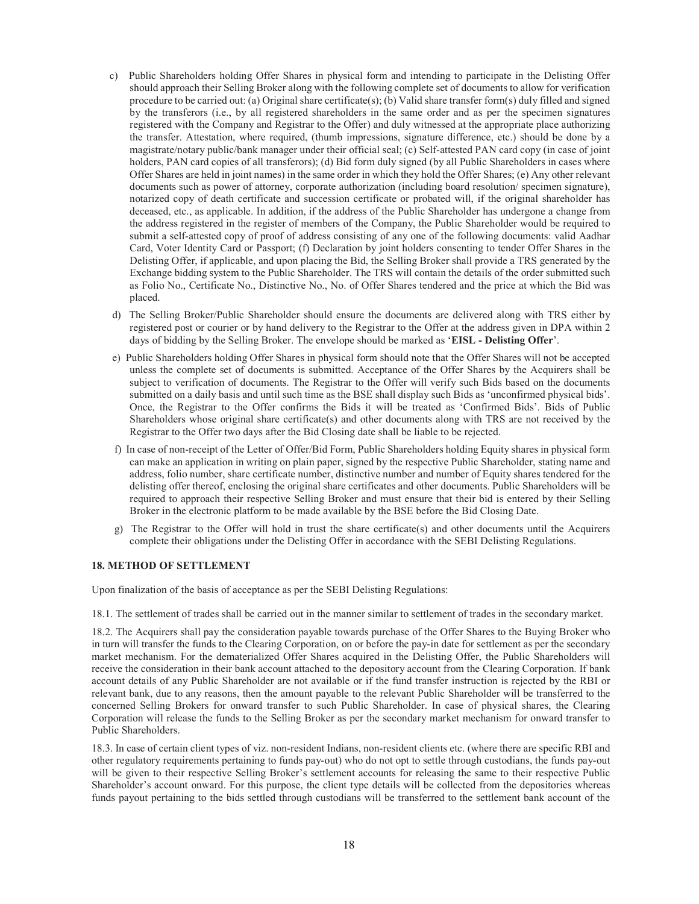c) Public Shareholders holding Offer Shares in physical form and intending to participate in the Delisting Offer should approach their Selling Broker along with the following complete set of documents to allow for verification procedure to be carried out: (a) Original share certificate(s); (b) Valid share transfer form(s) duly filled and signed by the transferors (i.e., by all registered shareholders in the same order and as per the specimen signatures registered with the Company and Registrar to the Offer) and duly witnessed at the appropriate place authorizing the transfer. Attestation, where required, (thumb impressions, signature difference, etc.) should be done by a magistrate/notary public/bank manager under their official seal; (c) Self-attested PAN card copy (in case of joint holders, PAN card copies of all transferors); (d) Bid form duly signed (by all Public Shareholders in cases where Offer Shares are held in joint names) in the same order in which they hold the Offer Shares; (e) Any other relevant documents such as power of attorney, corporate authorization (including board resolution/ specimen signature), notarized copy of death certificate and succession certificate or probated will, if the original shareholder has deceased, etc., as applicable. In addition, if the address of the Public Shareholder has undergone a change from the address registered in the register of members of the Company, the Public Shareholder would be required to submit a self-attested copy of proof of address consisting of any one of the following documents: valid Aadhar Card, Voter Identity Card or Passport; (f) Declaration by joint holders consenting to tender Offer Shares in the Delisting Offer, if applicable, and upon placing the Bid, the Selling Broker shall provide a TRS generated by the Exchange bidding system to the Public Shareholder. The TRS will contain the details of the order submitted such as Folio No., Certificate No., Distinctive No., No. of Offer Shares tendered and the price at which the Bid was placed.

d) The Selling Broker/Public Shareholder should ensure the documents are delivered along with TRS either by registered post or courier or by hand delivery to the Registrar to the Offer at the address given in DPA within 2 days of bidding by the Selling Broker. The envelope should be marked as '**EISL - Delisting Offer**'.

e) Public Shareholders holding Offer Shares in physical form should note that the Offer Shares will not be accepted unless the complete set of documents is submitted. Acceptance of the Offer Shares by the Acquirers shall be subject to verification of documents. The Registrar to the Offer will verify such Bids based on the documents submitted on a daily basis and until such time as the BSE shall display such Bids as 'unconfirmed physical bids'. Once, the Registrar to the Offer confirms the Bids it will be treated as 'Confirmed Bids'. Bids of Public Shareholders whose original share certificate(s) and other documents along with TRS are not received by the Registrar to the Offer two days after the Bid Closing date shall be liable to be rejected.

f) In case of non-receipt of the Letter of Offer/Bid Form, Public Shareholders holding Equity shares in physical form can make an application in writing on plain paper, signed by the respective Public Shareholder, stating name and address, folio number, share certificate number, distinctive number and number of Equity shares tendered for the delisting offer thereof, enclosing the original share certificates and other documents. Public Shareholders will be required to approach their respective Selling Broker and must ensure that their bid is entered by their Selling Broker in the electronic platform to be made available by the BSE before the Bid Closing Date.

g) The Registrar to the Offer will hold in trust the share certificate(s) and other documents until the Acquirers complete their obligations under the Delisting Offer in accordance with the SEBI Delisting Regulations.

## 18. METHOD OF SETTLEMENT

Upon finalization of the basis of acceptance as per the SEBI Delisting Regulations:

18.1. The settlement of trades shall be carried out in the manner similar to settlement of trades in the secondary market.

18.2. The Acquirers shall pay the consideration payable towards purchase of the Offer Shares to the Buying Broker who in turn will transfer the funds to the Clearing Corporation, on or before the pay-in date for settlement as per the secondary market mechanism. For the dematerialized Offer Shares acquired in the Delisting Offer, the Public Shareholders will receive the consideration in their bank account attached to the depository account from the Clearing Corporation. If bank account details of any Public Shareholder are not available or if the fund transfer instruction is rejected by the RBI or relevant bank, due to any reasons, then the amount payable to the relevant Public Shareholder will be transferred to the concerned Selling Brokers for onward transfer to such Public Shareholder. In case of physical shares, the Clearing Corporation will release the funds to the Selling Broker as per the secondary market mechanism for onward transfer to Public Shareholders.

18.3. In case of certain client types of viz. non-resident Indians, non-resident clients etc. (where there are specific RBI and other regulatory requirements pertaining to funds pay-out) who do not opt to settle through custodians, the funds pay-out will be given to their respective Selling Broker's settlement accounts for releasing the same to their respective Public Shareholder's account onward. For this purpose, the client type details will be collected from the depositories whereas funds payout pertaining to the bids settled through custodians will be transferred to the settlement bank account of the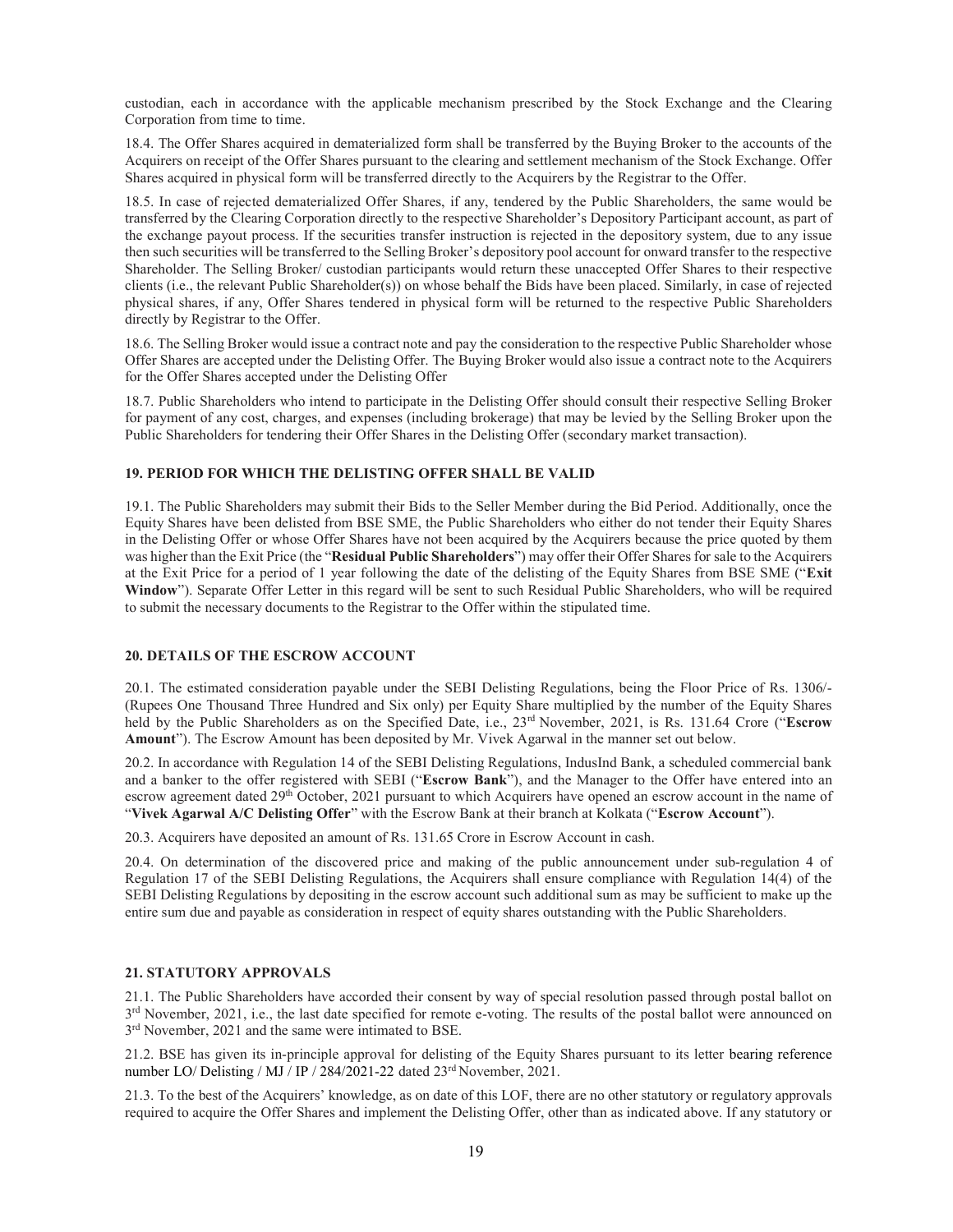custodian, each in accordance with the applicable mechanism prescribed by the Stock Exchange and the Clearing Corporation from time to time.

18.4. The Offer Shares acquired in dematerialized form shall be transferred by the Buying Broker to the accounts of the Acquirers on receipt of the Offer Shares pursuant to the clearing and settlement mechanism of the Stock Exchange. Offer Shares acquired in physical form will be transferred directly to the Acquirers by the Registrar to the Offer.

18.5. In case of rejected dematerialized Offer Shares, if any, tendered by the Public Shareholders, the same would be transferred by the Clearing Corporation directly to the respective Shareholder's Depository Participant account, as part of the exchange payout process. If the securities transfer instruction is rejected in the depository system, due to any issue then such securities will be transferred to the Selling Broker's depository pool account for onward transfer to the respective Shareholder. The Selling Broker/ custodian participants would return these unaccepted Offer Shares to their respective clients (i.e., the relevant Public Shareholder(s)) on whose behalf the Bids have been placed. Similarly, in case of rejected physical shares, if any, Offer Shares tendered in physical form will be returned to the respective Public Shareholders directly by Registrar to the Offer.

18.6. The Selling Broker would issue a contract note and pay the consideration to the respective Public Shareholder whose Offer Shares are accepted under the Delisting Offer. The Buying Broker would also issue a contract note to the Acquirers for the Offer Shares accepted under the Delisting Offer

18.7. Public Shareholders who intend to participate in the Delisting Offer should consult their respective Selling Broker for payment of any cost, charges, and expenses (including brokerage) that may be levied by the Selling Broker upon the Public Shareholders for tendering their Offer Shares in the Delisting Offer (secondary market transaction).

## 19. PERIOD FOR WHICH THE DELISTING OFFER SHALL BE VALID

19.1. The Public Shareholders may submit their Bids to the Seller Member during the Bid Period. Additionally, once the Equity Shares have been delisted from BSE SME, the Public Shareholders who either do not tender their Equity Shares in the Delisting Offer or whose Offer Shares have not been acquired by the Acquirers because the price quoted by them was higher than the Exit Price (the "**Residual Public Shareholders**") may offer their Offer Shares for sale to the Acquirers at the Exit Price for a period of 1 year following the date of the delisting of the Equity Shares from BSE SME ("**Exit Window**"). Separate Offer Letter in this regard will be sent to such Residual Public Shareholders, who will be required to submit the necessary documents to the Registrar to the Offer within the stipulated time.

## 20. DETAILS OF THE ESCROW ACCOUNT

20.1. The estimated consideration payable under the SEBI Delisting Regulations, being the Floor Price of Rs. 1306/- (Rupees One Thousand Three Hundred and Six only) per Equity Share multiplied by the number of the Equity Shares held by the Public Shareholders as on the Specified Date, i.e., 23rd November, 2021, is Rs. 131.64 Crore ("**Escrow Amount**"). The Escrow Amount has been deposited by Mr. Vivek Agarwal in the manner set out below.

20.2. In accordance with Regulation 14 of the SEBI Delisting Regulations, IndusInd Bank, a scheduled commercial bank and a banker to the offer registered with SEBI ("**Escrow Bank**"), and the Manager to the Offer have entered into an escrow agreement dated 29th October, 2021 pursuant to which Acquirers have opened an escrow account in the name of "**Vivek Agarwal A/C Delisting Offer**" with the Escrow Bank at their branch at Kolkata ("**Escrow Account**").

20.3. Acquirers have deposited an amount of Rs. 131.65 Crore in Escrow Account in cash.

20.4. On determination of the discovered price and making of the public announcement under sub-regulation 4 of Regulation 17 of the SEBI Delisting Regulations, the Acquirers shall ensure compliance with Regulation 14(4) of the SEBI Delisting Regulations by depositing in the escrow account such additional sum as may be sufficient to make up the entire sum due and payable as consideration in respect of equity shares outstanding with the Public Shareholders.

## 21. STATUTORY APPROVALS

21.1. The Public Shareholders have accorded their consent by way of special resolution passed through postal ballot on 3rd November, 2021, i.e., the last date specified for remote e-voting. The results of the postal ballot were announced on 3rd November, 2021 and the same were intimated to BSE.

21.2. BSE has given its in-principle approval for delisting of the Equity Shares pursuant to its letter bearing reference number LO/ Delisting / MJ / IP / 284/2021-22 dated 23rd November, 2021.

21.3. To the best of the Acquirers' knowledge, as on date of this LOF, there are no other statutory or regulatory approvals required to acquire the Offer Shares and implement the Delisting Offer, other than as indicated above. If any statutory or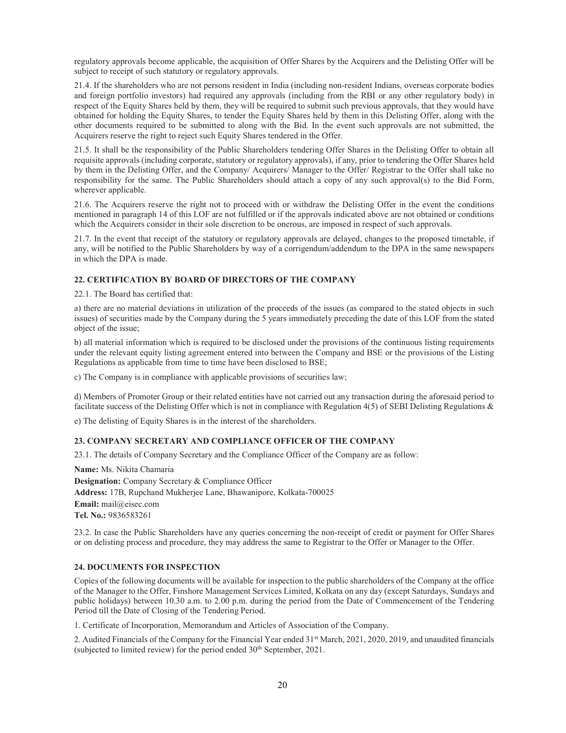regulatory approvals become applicable, the acquisition of Offer Shares by the Acquirers and the Delisting Offer will be subject to receipt of such statutory or regulatory approvals.

21.4. If the shareholders who are not persons resident in India (including non-resident Indians, overseas corporate bodies and foreign portfolio investors) had required any approvals (including from the RBI or any other regulatory body) in respect of the Equity Shares held by them, they will be required to submit such previous approvals, that they would have obtained for holding the Equity Shares, to tender the Equity Shares held by them in this Delisting Offer, along with the other documents required to be submitted to along with the Bid. In the event such approvals are not submitted, the Acquirers reserve the right to reject such Equity Shares tendered in the Offer.

21.5. It shall be the responsibility of the Public Shareholders tendering Offer Shares in the Delisting Offer to obtain all requisite approvals (including corporate, statutory or regulatory approvals), if any, prior to tendering the Offer Shares held by them in the Delisting Offer, and the Company/ Acquirers/ Manager to the Offer/ Registrar to the Offer shall take no responsibility for the same. The Public Shareholders should attach a copy of any such approval(s) to the Bid Form, wherever applicable.

21.6. The Acquirers reserve the right not to proceed with or withdraw the Delisting Offer in the event the conditions mentioned in paragraph 14 of this LOF are not fulfilled or if the approvals indicated above are not obtained or conditions which the Acquirers consider in their sole discretion to be onerous, are imposed in respect of such approvals.

21.7. In the event that receipt of the statutory or regulatory approvals are delayed, changes to the proposed timetable, if any, will be notified to the Public Shareholders by way of a corrigendum/addendum to the DPA in the same newspapers in which the DPA is made.

## 22. CERTIFICATION BY BOARD OF DIRECTORS OF THE COMPANY

22.1. The Board has certified that:

a) there are no material deviations in utilization of the proceeds of the issues (as compared to the stated objects in such issues) of securities made by the Company during the 5 years immediately preceding the date of this LOF from the stated object of the issue;

b) all material information which is required to be disclosed under the provisions of the continuous listing requirements under the relevant equity listing agreement entered into between the Company and BSE or the provisions of the Listing Regulations as applicable from time to time have been disclosed to BSE;

c) The Company is in compliance with applicable provisions of securities law;

d) Members of Promoter Group or their related entities have not carried out any transaction during the aforesaid period to facilitate success of the Delisting Offer which is not in compliance with Regulation 4(5) of SEBI Delisting Regulations &

e) The delisting of Equity Shares is in the interest of the shareholders.

## 23. COMPANY SECRETARY AND COMPLIANCE OFFICER OF THE COMPANY

23.1. The details of Company Secretary and the Compliance Officer of the Company are as follow:

**Name:** Ms. Nikita Chamaria
**Designation:** Company Secretary & Compliance Officer
**Address:** 17B, Rupchand Mukherjee Lane, Bhawanipore, Kolkata-700025
**Email:** mail@eisec.com
**Tel. No.:** 9836583261

23.2. In case the Public Shareholders have any queries concerning the non-receipt of credit or payment for Offer Shares or on delisting process and procedure, they may address the same to Registrar to the Offer or Manager to the Offer.

## 24. DOCUMENTS FOR INSPECTION

Copies of the following documents will be available for inspection to the public shareholders of the Company at the office of the Manager to the Offer, Finshore Management Services Limited, Kolkata on any day (except Saturdays, Sundays and public holidays) between 10.30 a.m. to 2.00 p.m. during the period from the Date of Commencement of the Tendering Period till the Date of Closing of the Tendering Period.

1. Certificate of Incorporation, Memorandum and Articles of Association of the Company.

2. Audited Financials of the Company for the Financial Year ended 31st March, 2021, 2020, 2019, and unaudited financials (subjected to limited review) for the period ended 30th September, 2021.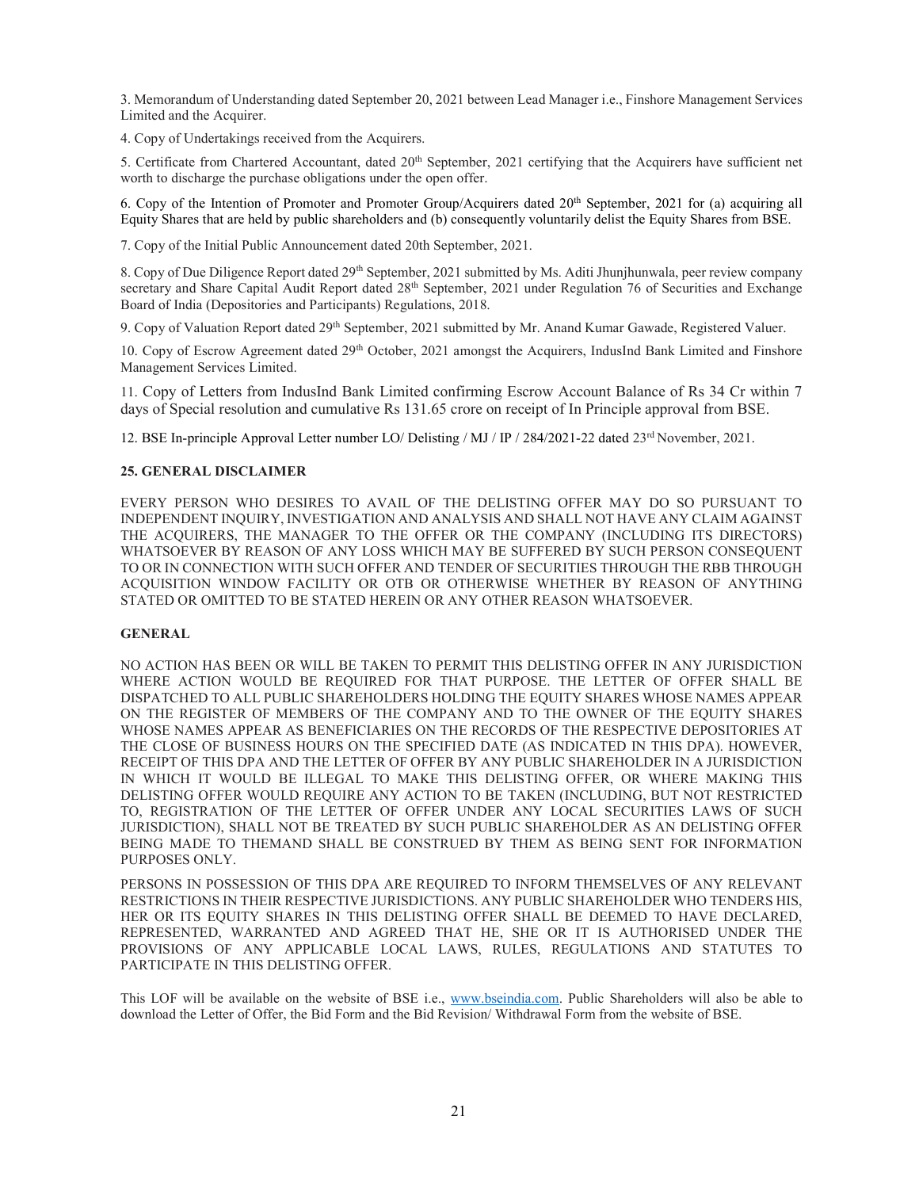3. Memorandum of Understanding dated September 20, 2021 between Lead Manager i.e., Finshore Management Services Limited and the Acquirer.

4. Copy of Undertakings received from the Acquirers.

5. Certificate from Chartered Accountant, dated 20th September, 2021 certifying that the Acquirers have sufficient net worth to discharge the purchase obligations under the open offer.

6. Copy of the Intention of Promoter and Promoter Group/Acquirers dated 20th September, 2021 for (a) acquiring all Equity Shares that are held by public shareholders and (b) consequently voluntarily delist the Equity Shares from BSE.

7. Copy of the Initial Public Announcement dated 20th September, 2021.

8. Copy of Due Diligence Report dated 29th September, 2021 submitted by Ms. Aditi Jhunjhunwala, peer review company secretary and Share Capital Audit Report dated 28th September, 2021 under Regulation 76 of Securities and Exchange Board of India (Depositories and Participants) Regulations, 2018.

9. Copy of Valuation Report dated 29th September, 2021 submitted by Mr. Anand Kumar Gawade, Registered Valuer.

10. Copy of Escrow Agreement dated 29th October, 2021 amongst the Acquirers, IndusInd Bank Limited and Finshore Management Services Limited.

11. Copy of Letters from IndusInd Bank Limited confirming Escrow Account Balance of Rs 34 Cr within 7 days of Special resolution and cumulative Rs 131.65 crore on receipt of In Principle approval from BSE.

12. BSE In-principle Approval Letter number LO/ Delisting / MJ / IP / 284/2021-22 dated 23rd November, 2021.

**25. GENERAL DISCLAIMER**

EVERY PERSON WHO DESIRES TO AVAIL OF THE DELISTING OFFER MAY DO SO PURSUANT TO INDEPENDENT INQUIRY, INVESTIGATION AND ANALYSIS AND SHALL NOT HAVE ANY CLAIM AGAINST THE ACQUIRERS, THE MANAGER TO THE OFFER OR THE COMPANY (INCLUDING ITS DIRECTORS) WHATSOEVER BY REASON OF ANY LOSS WHICH MAY BE SUFFERED BY SUCH PERSON CONSEQUENT TO OR IN CONNECTION WITH SUCH OFFER AND TENDER OF SECURITIES THROUGH THE RBB THROUGH ACQUISITION WINDOW FACILITY OR OTB OR OTHERWISE WHETHER BY REASON OF ANYTHING STATED OR OMITTED TO BE STATED HEREIN OR ANY OTHER REASON WHATSOEVER.

**GENERAL**

NO ACTION HAS BEEN OR WILL BE TAKEN TO PERMIT THIS DELISTING OFFER IN ANY JURISDICTION WHERE ACTION WOULD BE REQUIRED FOR THAT PURPOSE. THE LETTER OF OFFER SHALL BE DISPATCHED TO ALL PUBLIC SHAREHOLDERS HOLDING THE EQUITY SHARES WHOSE NAMES APPEAR ON THE REGISTER OF MEMBERS OF THE COMPANY AND TO THE OWNER OF THE EQUITY SHARES WHOSE NAMES APPEAR AS BENEFICIARIES ON THE RECORDS OF THE RESPECTIVE DEPOSITORIES AT THE CLOSE OF BUSINESS HOURS ON THE SPECIFIED DATE (AS INDICATED IN THIS DPA). HOWEVER, RECEIPT OF THIS DPA AND THE LETTER OF OFFER BY ANY PUBLIC SHAREHOLDER IN A JURISDICTION IN WHICH IT WOULD BE ILLEGAL TO MAKE THIS DELISTING OFFER, OR WHERE MAKING THIS DELISTING OFFER WOULD REQUIRE ANY ACTION TO BE TAKEN (INCLUDING, BUT NOT RESTRICTED TO, REGISTRATION OF THE LETTER OF OFFER UNDER ANY LOCAL SECURITIES LAWS OF SUCH JURISDICTION), SHALL NOT BE TREATED BY SUCH PUBLIC SHAREHOLDER AS AN DELISTING OFFER BEING MADE TO THEMAND SHALL BE CONSTRUED BY THEM AS BEING SENT FOR INFORMATION PURPOSES ONLY.

PERSONS IN POSSESSION OF THIS DPA ARE REQUIRED TO INFORM THEMSELVES OF ANY RELEVANT RESTRICTIONS IN THEIR RESPECTIVE JURISDICTIONS. ANY PUBLIC SHAREHOLDER WHO TENDERS HIS, HER OR ITS EQUITY SHARES IN THIS DELISTING OFFER SHALL BE DEEMED TO HAVE DECLARED, REPRESENTED, WARRANTED AND AGREED THAT HE, SHE OR IT IS AUTHORISED UNDER THE PROVISIONS OF ANY APPLICABLE LOCAL LAWS, RULES, REGULATIONS AND STATUTES TO PARTICIPATE IN THIS DELISTING OFFER.

This LOF will be available on the website of BSE i.e., www.bseindia.com. Public Shareholders will also be able to download the Letter of Offer, the Bid Form and the Bid Revision/ Withdrawal Form from the website of BSE.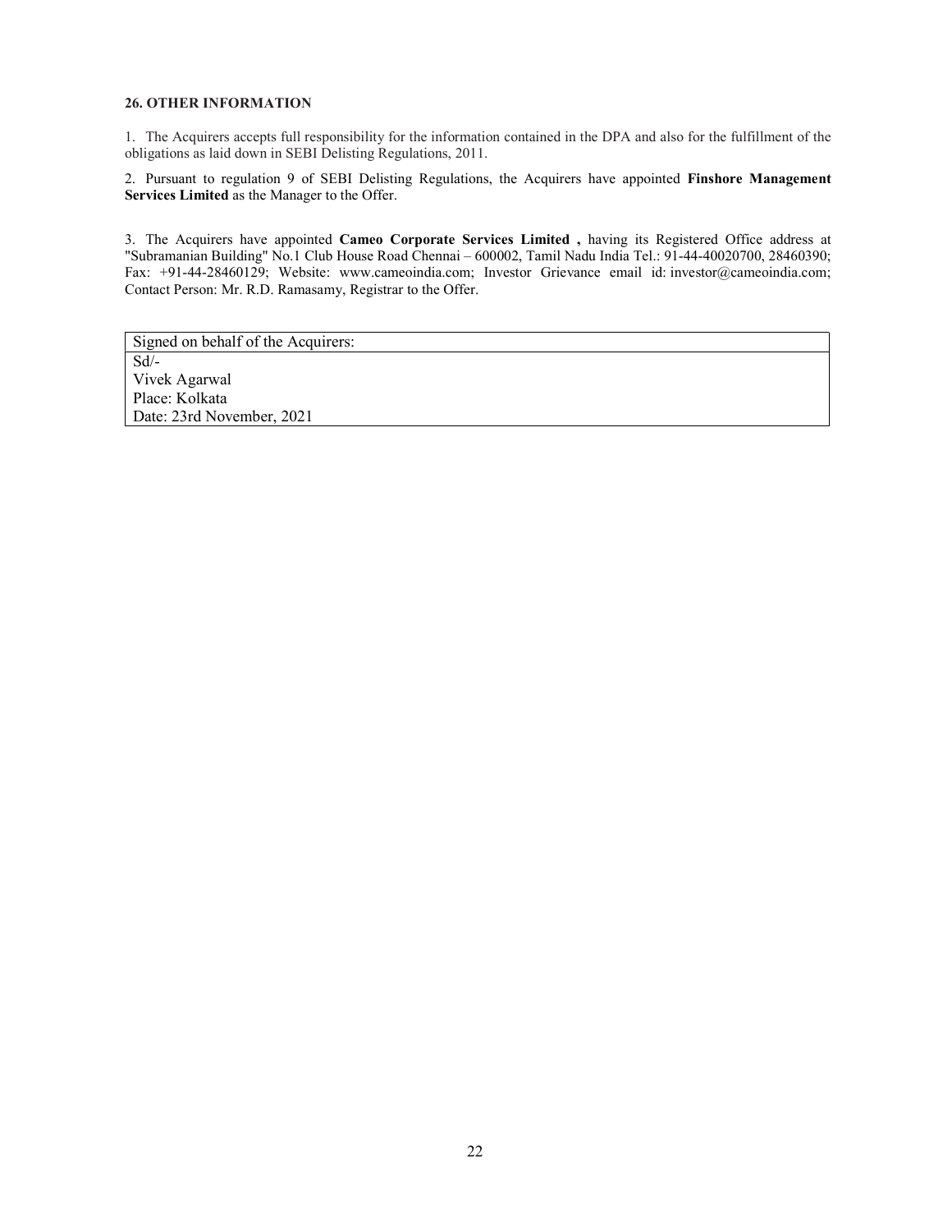**26. OTHER INFORMATION**

1. The Acquirers accepts full responsibility for the information contained in the DPA and also for the fulfillment of the obligations as laid down in SEBI Delisting Regulations, 2011.

2. Pursuant to regulation 9 of SEBI Delisting Regulations, the Acquirers have appointed **Finshore Management Services Limited** as the Manager to the Offer.

3. The Acquirers have appointed **Cameo Corporate Services Limited ,** having its Registered Office address at "Subramanian Building" No.1 Club House Road Chennai – 600002, Tamil Nadu India Tel.: 91-44-40020700, 28460390; Fax: +91-44-28460129; Website: www.cameoindia.com; Investor Grievance email id: investor@cameoindia.com; Contact Person: Mr. R.D. Ramasamy, Registrar to the Offer.

| Signed on behalf of the Acquirers: |
|---|
| Sd/-<br>Vivek Agarwal<br>Place: Kolkata<br>Date: 23rd November, 2021 |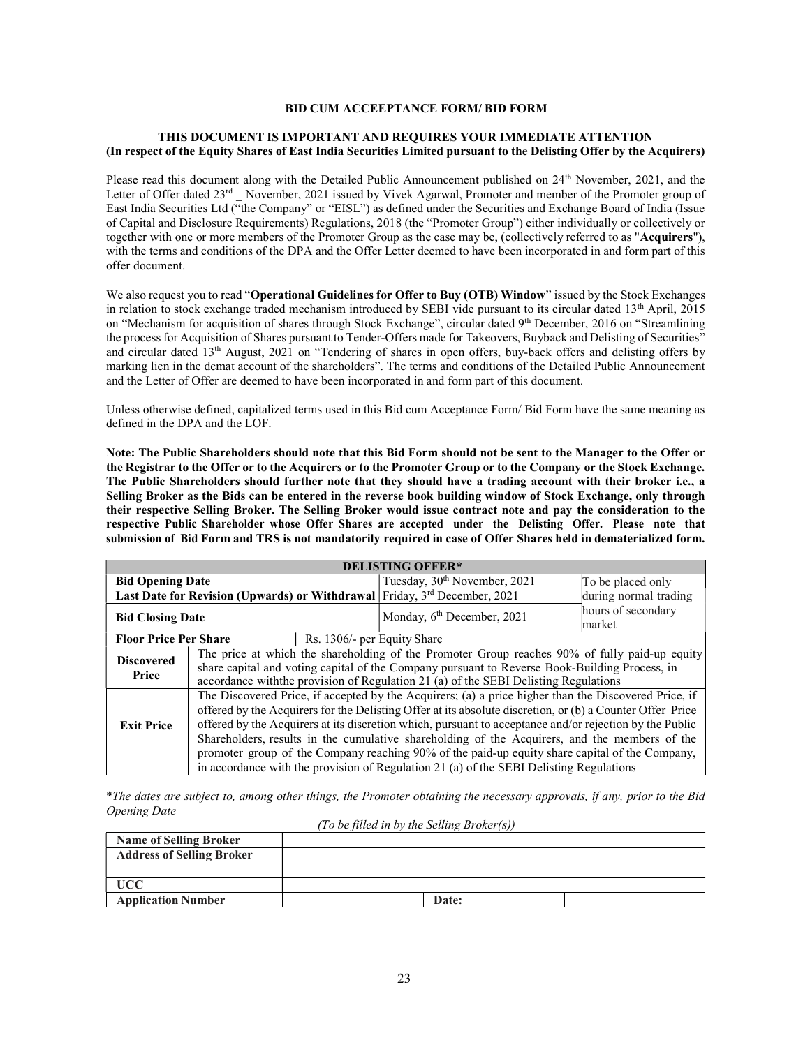**BID CUM ACCEPTANCE FORM/ BID FORM**

**THIS DOCUMENT IS IMPORTANT AND REQUIRES YOUR IMMEDIATE ATTENTION**
**(In respect of the Equity Shares of East India Securities Limited pursuant to the Delisting Offer by the Acquirers)**

Please read this document along with the Detailed Public Announcement published on 24th November, 2021, and the Letter of Offer dated 23rd _ November, 2021 issued by Vivek Agarwal, Promoter and member of the Promoter group of East India Securities Ltd ("the Company" or "EISL") as defined under the Securities and Exchange Board of India (Issue of Capital and Disclosure Requirements) Regulations, 2018 (the "Promoter Group") either individually or collectively or together with one or more members of the Promoter Group as the case may be, (collectively referred to as "**Acquirers**"), with the terms and conditions of the DPA and the Offer Letter deemed to have been incorporated in and form part of this offer document.

We also request you to read "**Operational Guidelines for Offer to Buy (OTB) Window**" issued by the Stock Exchanges in relation to stock exchange traded mechanism introduced by SEBI vide pursuant to its circular dated 13th April, 2015 on "Mechanism for acquisition of shares through Stock Exchange", circular dated 9th December, 2016 on "Streamlining the process for Acquisition of Shares pursuant to Tender-Offers made for Takeovers, Buyback and Delisting of Securities" and circular dated 13th August, 2021 on "Tendering of shares in open offers, buy-back offers and delisting offers by marking lien in the demat account of the shareholders". The terms and conditions of the Detailed Public Announcement and the Letter of Offer are deemed to have been incorporated in and form part of this document.

Unless otherwise defined, capitalized terms used in this Bid cum Acceptance Form/ Bid Form have the same meaning as defined in the DPA and the LOF.

**Note: The Public Shareholders should note that this Bid Form should not be sent to the Manager to the Offer or the Registrar to the Offer or to the Acquirers or to the Promoter Group or to the Company or the Stock Exchange. The Public Shareholders should further note that they should have a trading account with their broker i.e., a Selling Broker as the Bids can be entered in the reverse book building window of Stock Exchange, only through their respective Selling Broker. The Selling Broker would issue contract note and pay the consideration to the respective Public Shareholder whose Offer Shares are accepted under the Delisting Offer. Please note that submission of Bid Form and TRS is not mandatorily required in case of Offer Shares held in dematerialized form.**

| **DELISTING OFFER*** | | | |
|---|---|---|---|
| **Bid Opening Date** | | Tuesday, 30th November, 2021 | To be placed only during normal trading hours of secondary market |
| **Last Date for Revision (Upwards) or Withdrawal** | | Friday, 3rd December, 2021 | |
| **Bid Closing Date** | | Monday, 6th December, 2021 | |
| **Floor Price Per Share** | Rs. 1306/- per Equity Share | | |
| **Discovered Price** | The price at which the shareholding of the Promoter Group reaches 90% of fully paid-up equity share capital and voting capital of the Company pursuant to Reverse Book-Building Process, in accordance withthe provision of Regulation 21 (a) of the SEBI Delisting Regulations | | |
| **Exit Price** | The Discovered Price, if accepted by the Acquirers; (a) a price higher than the Discovered Price, if offered by the Acquirers for the Delisting Offer at its absolute discretion, or (b) a Counter Offer Price offered by the Acquirers at its discretion which, pursuant to acceptance and/or rejection by the Public Shareholders, results in the cumulative shareholding of the Acquirers, and the members of the promoter group of the Company reaching 90% of the paid-up equity share capital of the Company, in accordance with the provision of Regulation 21 (a) of the SEBI Delisting Regulations | | |

*\*The dates are subject to, among other things, the Promoter obtaining the necessary approvals, if any, prior to the Bid Opening Date*

*(To be filled in by the Selling Broker(s))*

| **Name of Selling Broker** | | | |
|---|---|---|---|
| **Address of Selling Broker** | | | |
| **UCC** | | | |
| **Application Number** | | **Date:** | |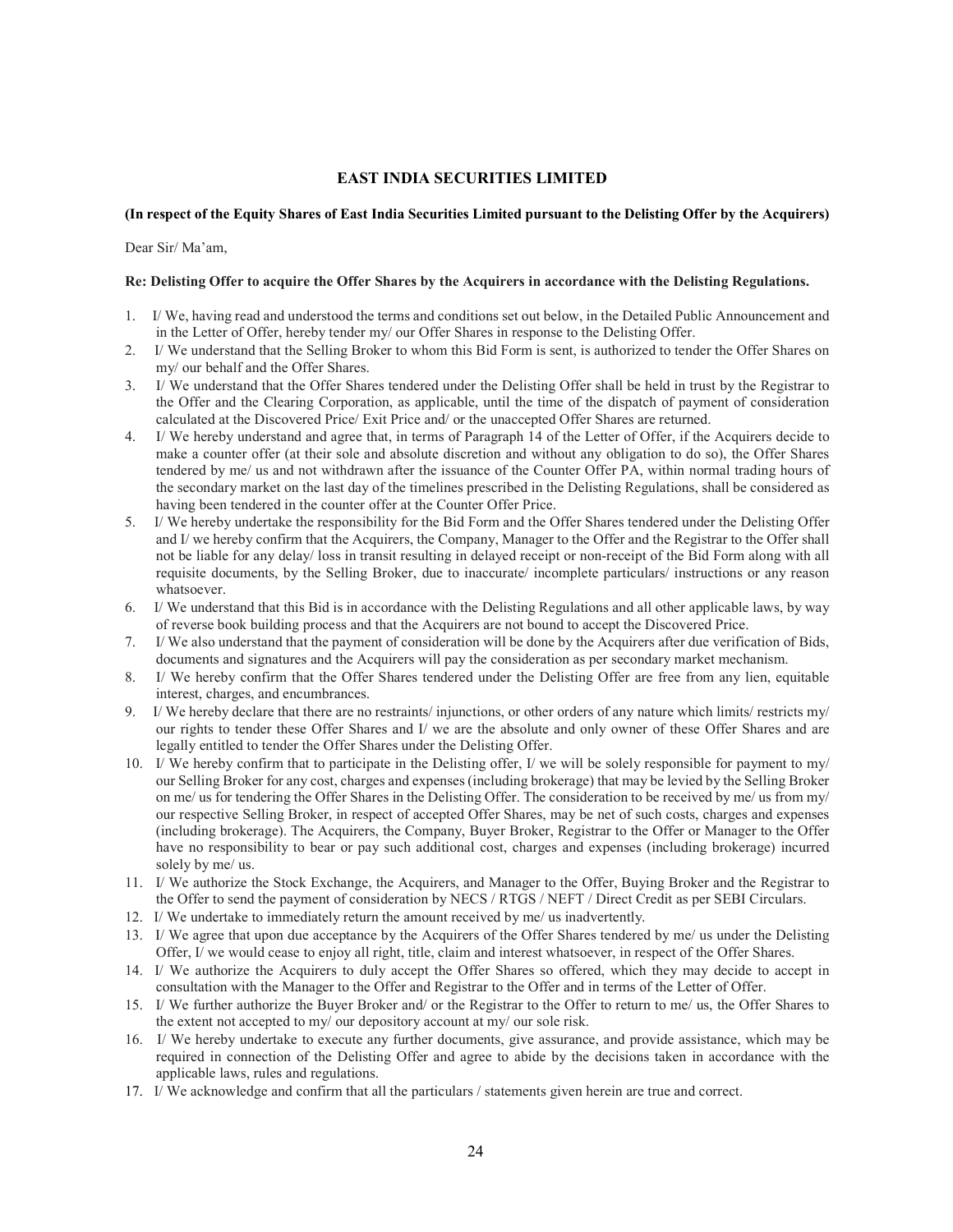**EAST INDIA SECURITIES LIMITED**

**(In respect of the Equity Shares of East India Securities Limited pursuant to the Delisting Offer by the Acquirers)**

Dear Sir/ Ma'am,

**Re: Delisting Offer to acquire the Offer Shares by the Acquirers in accordance with the Delisting Regulations.**

1. I/ We, having read and understood the terms and conditions set out below, in the Detailed Public Announcement and in the Letter of Offer, hereby tender my/ our Offer Shares in response to the Delisting Offer.
2. I/ We understand that the Selling Broker to whom this Bid Form is sent, is authorized to tender the Offer Shares on my/ our behalf and the Offer Shares.
3. I/ We understand that the Offer Shares tendered under the Delisting Offer shall be held in trust by the Registrar to the Offer and the Clearing Corporation, as applicable, until the time of the dispatch of payment of consideration calculated at the Discovered Price/ Exit Price and/ or the unaccepted Offer Shares are returned.
4. I/ We hereby understand and agree that, in terms of Paragraph 14 of the Letter of Offer, if the Acquirers decide to make a counter offer (at their sole and absolute discretion and without any obligation to do so), the Offer Shares tendered by me/ us and not withdrawn after the issuance of the Counter Offer PA, within normal trading hours of the secondary market on the last day of the timelines prescribed in the Delisting Regulations, shall be considered as having been tendered in the counter offer at the Counter Offer Price.
5. I/ We hereby undertake the responsibility for the Bid Form and the Offer Shares tendered under the Delisting Offer and I/ we hereby confirm that the Acquirers, the Company, Manager to the Offer and the Registrar to the Offer shall not be liable for any delay/ loss in transit resulting in delayed receipt or non-receipt of the Bid Form along with all requisite documents, by the Selling Broker, due to inaccurate/ incomplete particulars/ instructions or any reason whatsoever.
6. I/ We understand that this Bid is in accordance with the Delisting Regulations and all other applicable laws, by way of reverse book building process and that the Acquirers are not bound to accept the Discovered Price.
7. I/ We also understand that the payment of consideration will be done by the Acquirers after due verification of Bids, documents and signatures and the Acquirers will pay the consideration as per secondary market mechanism.
8. I/ We hereby confirm that the Offer Shares tendered under the Delisting Offer are free from any lien, equitable interest, charges, and encumbrances.
9. I/ We hereby declare that there are no restraints/ injunctions, or other orders of any nature which limits/ restricts my/ our rights to tender these Offer Shares and I/ we are the absolute and only owner of these Offer Shares and are legally entitled to tender the Offer Shares under the Delisting Offer.
10. I/ We hereby confirm that to participate in the Delisting offer, I/ we will be solely responsible for payment to my/ our Selling Broker for any cost, charges and expenses (including brokerage) that may be levied by the Selling Broker on me/ us for tendering the Offer Shares in the Delisting Offer. The consideration to be received by me/ us from my/ our respective Selling Broker, in respect of accepted Offer Shares, may be net of such costs, charges and expenses (including brokerage). The Acquirers, the Company, Buyer Broker, Registrar to the Offer or Manager to the Offer have no responsibility to bear or pay such additional cost, charges and expenses (including brokerage) incurred solely by me/ us.
11. I/ We authorize the Stock Exchange, the Acquirers, and Manager to the Offer, Buying Broker and the Registrar to the Offer to send the payment of consideration by NECS / RTGS / NEFT / Direct Credit as per SEBI Circulars.
12. I/ We undertake to immediately return the amount received by me/ us inadvertently.
13. I/ We agree that upon due acceptance by the Acquirers of the Offer Shares tendered by me/ us under the Delisting Offer, I/ we would cease to enjoy all right, title, claim and interest whatsoever, in respect of the Offer Shares.
14. I/ We authorize the Acquirers to duly accept the Offer Shares so offered, which they may decide to accept in consultation with the Manager to the Offer and Registrar to the Offer and in terms of the Letter of Offer.
15. I/ We further authorize the Buyer Broker and/ or the Registrar to the Offer to return to me/ us, the Offer Shares to the extent not accepted to my/ our depository account at my/ our sole risk.
16. I/ We hereby undertake to execute any further documents, give assurance, and provide assistance, which may be required in connection of the Delisting Offer and agree to abide by the decisions taken in accordance with the applicable laws, rules and regulations.
17. I/ We acknowledge and confirm that all the particulars / statements given herein are true and correct.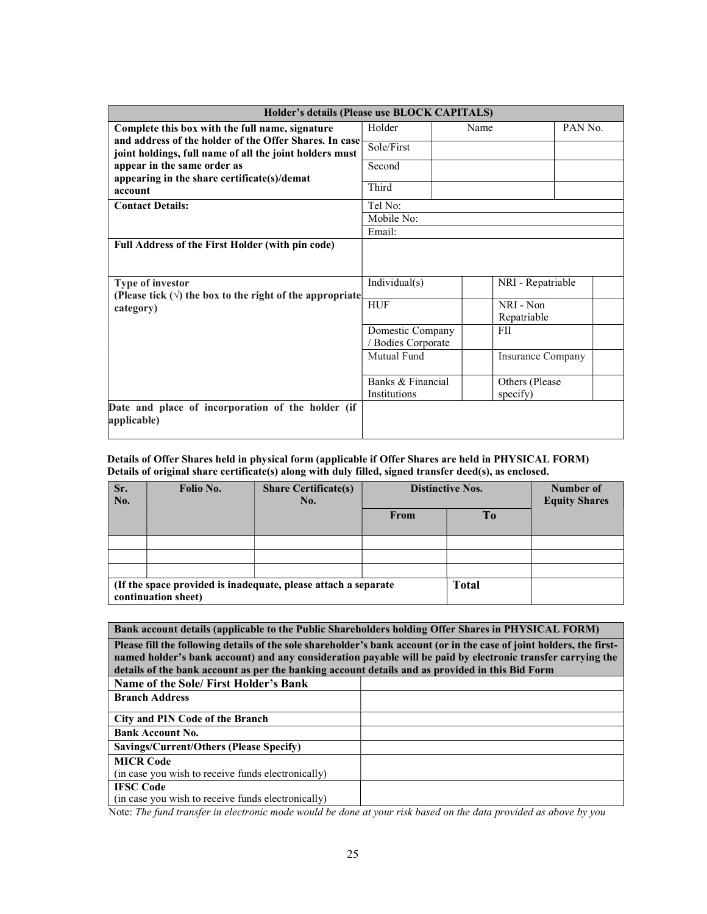| Holder's details (Please use BLOCK CAPITALS) | | | |
|---|---|---|---|
| **Complete this box with the full name, signature and address of the holder of the Offer Shares. In case joint holdings, full name of all the joint holders must appear in the same order as appearing in the share certificate(s)/demat account** | Holder | Name | PAN No. |
| | Sole/First | | |
| | Second | | |
| | Third | | |
| **Contact Details:** | Tel No: | | |
| | Mobile No: | | |
| | Email: | | |
| **Full Address of the First Holder (with pin code)** | | | |

| **Type of investor (Please tick (√) the box to the right of the appropriate category)** | Individual(s) | | NRI - Repatriable | |
|---|---|---|---|---|
| | HUF | | NRI - Non Repatriable | |
| | Domestic Company / Bodies Corporate | | FII | |
| | Mutual Fund | | Insurance Company | |
| | Banks & Financial Institutions | | Others (Please specify) | |
| **Date and place of incorporation of the holder (if applicable)** | | | | |

**Details of Offer Shares held in physical form (applicable if Offer Shares are held in PHYSICAL FORM)**
**Details of original share certificate(s) along with duly filled, signed transfer deed(s), as enclosed.**

| Sr. No. | Folio No. | Share Certificate(s) No. | Distinctive Nos. | | Number of Equity Shares |
|---|---|---|---|---|---|
| | | | From | To | |
| | | | | | |
| | | | | | |
| | | | | | |
| (If the space provided is inadequate, please attach a separate continuation sheet) | | | | Total | |

| Bank account details (applicable to the Public Shareholders holding Offer Shares in PHYSICAL FORM) | |
|---|---|
| **Please fill the following details of the sole shareholder's bank account (or in the case of joint holders, the first-named holder's bank account) and any consideration payable will be paid by electronic transfer carrying the details of the bank account as per the banking account details and as provided in this Bid Form** | |
| **Name of the Sole/ First Holder's Bank** | |
| **Branch Address** | |
| **City and PIN Code of the Branch** | |
| **Bank Account No.** | |
| **Savings/Current/Others (Please Specify)** | |
| **MICR Code** (in case you wish to receive funds electronically) | |
| **IFSC Code** (in case you wish to receive funds electronically) | |

Note: *The fund transfer in electronic mode would be done at your risk based on the data provided as above by you*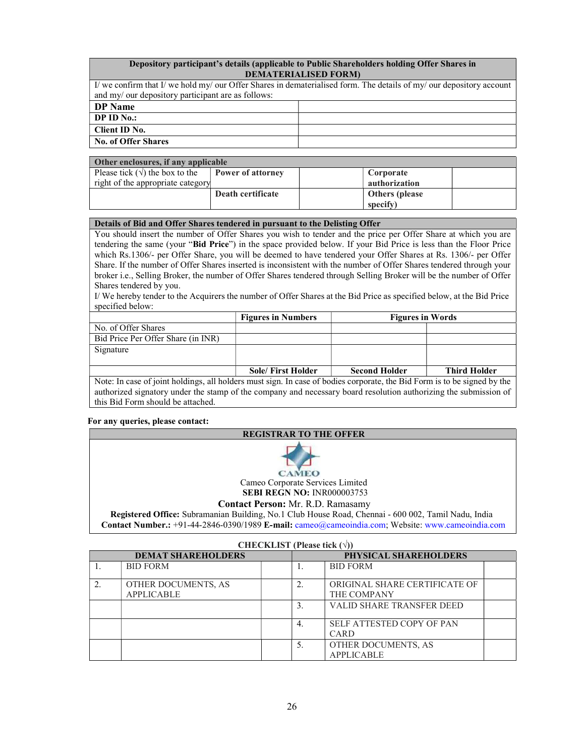| Depository participant's details (applicable to Public Shareholders holding Offer Shares in DEMATERIALISED FORM) | |
|---|---|
| I/ we confirm that I/ we hold my/ our Offer Shares in dematerialised form. The details of my/ our depository account and my/ our depository participant are as follows: | |
| **DP Name** | |
| **DP ID No.:** | |
| **Client ID No.** | |
| **No. of Offer Shares** | |

| Other enclosures, if any applicable | | | | |
|---|---|---|---|---|
| Please tick (√) the box to the right of the appropriate category | **Power of attorney** | | **Corporate authorization** | |
| | **Death certificate** | | **Others (please specify)** | |

**Details of Bid and Offer Shares tendered in pursuant to the Delisting Offer**

You should insert the number of Offer Shares you wish to tender and the price per Offer Share at which you are tendering the same (your "**Bid Price**") in the space provided below. If your Bid Price is less than the Floor Price which Rs.1306/- per Offer Share, you will be deemed to have tendered your Offer Shares at Rs. 1306/- per Offer Share. If the number of Offer Shares inserted is inconsistent with the number of Offer Shares tendered through your broker i.e., Selling Broker, the number of Offer Shares tendered through Selling Broker will be the number of Offer Shares tendered by you.

I/ We hereby tender to the Acquirers the number of Offer Shares at the Bid Price as specified below, at the Bid Price specified below:

| | **Figures in Numbers** | **Figures in Words** | |
|---|---|---|---|
| No. of Offer Shares | | | |
| Bid Price Per Offer Share (in INR) | | | |
| Signature | | | |
| | **Sole/ First Holder** | **Second Holder** | **Third Holder** |

Note: In case of joint holdings, all holders must sign. In case of bodies corporate, the Bid Form is to be signed by the authorized signatory under the stamp of the company and necessary board resolution authorizing the submission of this Bid Form should be attached.

**For any queries, please contact:**

**REGISTRAR TO THE OFFER**

CAMEO

Cameo Corporate Services Limited
**SEBI REGN NO:** INR000003753
**Contact Person:** Mr. R.D. Ramasamy
**Registered Office:** Subramanian Building, No.1 Club House Road, Chennai - 600 002, Tamil Nadu, India
**Contact Number.:** +91-44-2846-0390/1989 **E-mail:** cameo@cameoindia.com; Website: www.cameoindia.com

**CHECKLIST (Please tick (√))**

| **DEMAT SHAREHOLDERS** | | | **PHYSICAL SHAREHOLDERS** | | |
|---|---|---|---|---|---|
| 1. | BID FORM | | 1. | BID FORM | |
| 2. | OTHER DOCUMENTS, AS APPLICABLE | | 2. | ORIGINAL SHARE CERTIFICATE OF THE COMPANY | |
| | | | 3. | VALID SHARE TRANSFER DEED | |
| | | | 4. | SELF ATTESTED COPY OF PAN CARD | |
| | | | 5. | OTHER DOCUMENTS, AS APPLICABLE | |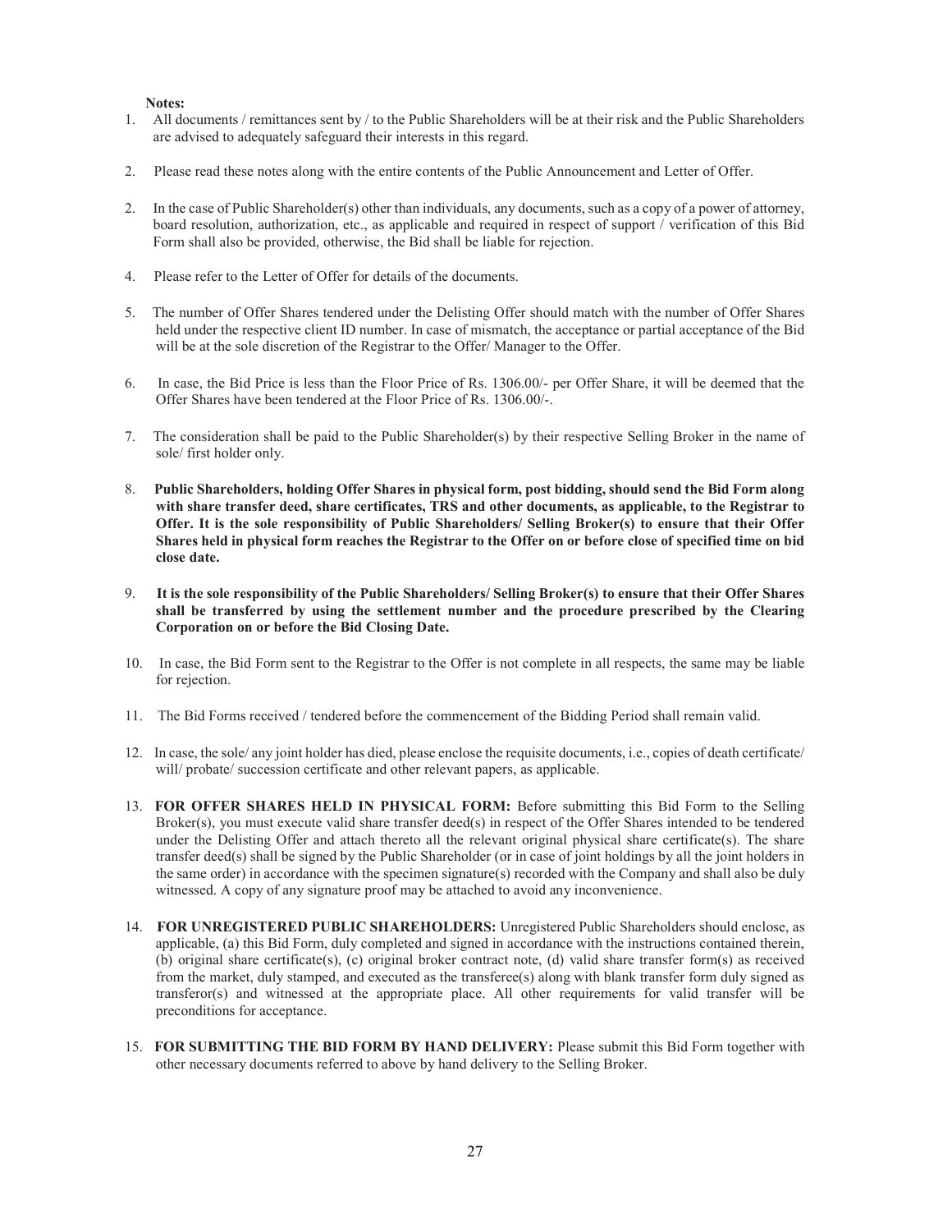**Notes:**

1. All documents / remittances sent by / to the Public Shareholders will be at their risk and the Public Shareholders are advised to adequately safeguard their interests in this regard.

2. Please read these notes along with the entire contents of the Public Announcement and Letter of Offer.

2. In the case of Public Shareholder(s) other than individuals, any documents, such as a copy of a power of attorney, board resolution, authorization, etc., as applicable and required in respect of support / verification of this Bid Form shall also be provided, otherwise, the Bid shall be liable for rejection.

4. Please refer to the Letter of Offer for details of the documents.

5. The number of Offer Shares tendered under the Delisting Offer should match with the number of Offer Shares held under the respective client ID number. In case of mismatch, the acceptance or partial acceptance of the Bid will be at the sole discretion of the Registrar to the Offer/ Manager to the Offer.

6. In case, the Bid Price is less than the Floor Price of Rs. 1306.00/- per Offer Share, it will be deemed that the Offer Shares have been tendered at the Floor Price of Rs. 1306.00/-.

7. The consideration shall be paid to the Public Shareholder(s) by their respective Selling Broker in the name of sole/ first holder only.

8. **Public Shareholders, holding Offer Shares in physical form, post bidding, should send the Bid Form along with share transfer deed, share certificates, TRS and other documents, as applicable, to the Registrar to Offer. It is the sole responsibility of Public Shareholders/ Selling Broker(s) to ensure that their Offer Shares held in physical form reaches the Registrar to the Offer on or before close of specified time on bid close date.**

9. **It is the sole responsibility of the Public Shareholders/ Selling Broker(s) to ensure that their Offer Shares shall be transferred by using the settlement number and the procedure prescribed by the Clearing Corporation on or before the Bid Closing Date.**

10. In case, the Bid Form sent to the Registrar to the Offer is not complete in all respects, the same may be liable for rejection.

11. The Bid Forms received / tendered before the commencement of the Bidding Period shall remain valid.

12. In case, the sole/ any joint holder has died, please enclose the requisite documents, i.e., copies of death certificate/ will/ probate/ succession certificate and other relevant papers, as applicable.

13. **FOR OFFER SHARES HELD IN PHYSICAL FORM:** Before submitting this Bid Form to the Selling Broker(s), you must execute valid share transfer deed(s) in respect of the Offer Shares intended to be tendered under the Delisting Offer and attach thereto all the relevant original physical share certificate(s). The share transfer deed(s) shall be signed by the Public Shareholder (or in case of joint holdings by all the joint holders in the same order) in accordance with the specimen signature(s) recorded with the Company and shall also be duly witnessed. A copy of any signature proof may be attached to avoid any inconvenience.

14. **FOR UNREGISTERED PUBLIC SHAREHOLDERS:** Unregistered Public Shareholders should enclose, as applicable, (a) this Bid Form, duly completed and signed in accordance with the instructions contained therein, (b) original share certificate(s), (c) original broker contract note, (d) valid share transfer form(s) as received from the market, duly stamped, and executed as the transferee(s) along with blank transfer form duly signed as transferor(s) and witnessed at the appropriate place. All other requirements for valid transfer will be preconditions for acceptance.

15. **FOR SUBMITTING THE BID FORM BY HAND DELIVERY:** Please submit this Bid Form together with other necessary documents referred to above by hand delivery to the Selling Broker.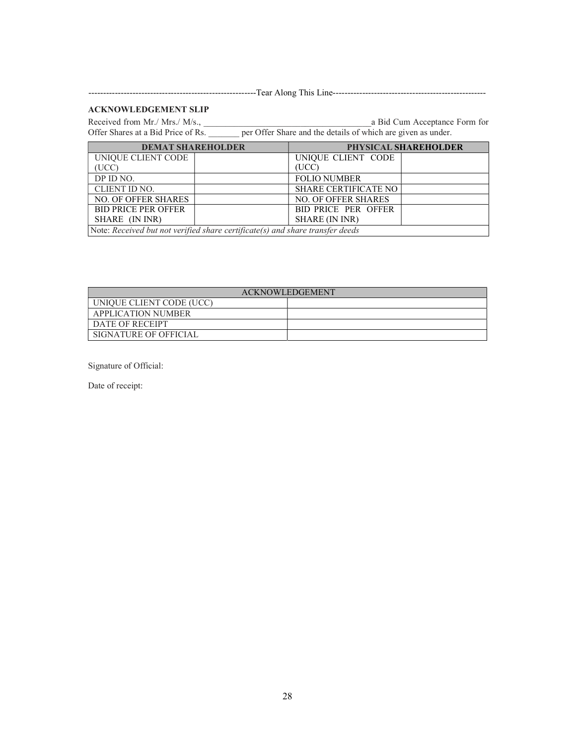---------------------------------------------------------Tear Along This Line---------------------------------------------------

**ACKNOWLEDGEMENT SLIP**

Received from Mr./ Mrs./ M/s., ______________________________________a Bid Cum Acceptance Form for Offer Shares at a Bid Price of Rs. _______ per Offer Share and the details of which are given as under.

| DEMAT SHAREHOLDER | | PHYSICAL SHAREHOLDER | |
|---|---|---|---|
| UNIQUE CLIENT CODE (UCC) | | UNIQUE CLIENT CODE (UCC) | |
| DP ID NO. | | FOLIO NUMBER | |
| CLIENT ID NO. | | SHARE CERTIFICATE NO | |
| NO. OF OFFER SHARES | | NO. OF OFFER SHARES | |
| BID PRICE PER OFFER SHARE (IN INR) | | BID PRICE PER OFFER SHARE (IN INR) | |
| Note: *Received but not verified share certificate(s) and share transfer deeds* | | | |

| ACKNOWLEDGEMENT | |
|---|---|
| UNIQUE CLIENT CODE (UCC) | |
| APPLICATION NUMBER | |
| DATE OF RECEIPT | |
| SIGNATURE OF OFFICIAL | |

Signature of Official:

Date of receipt: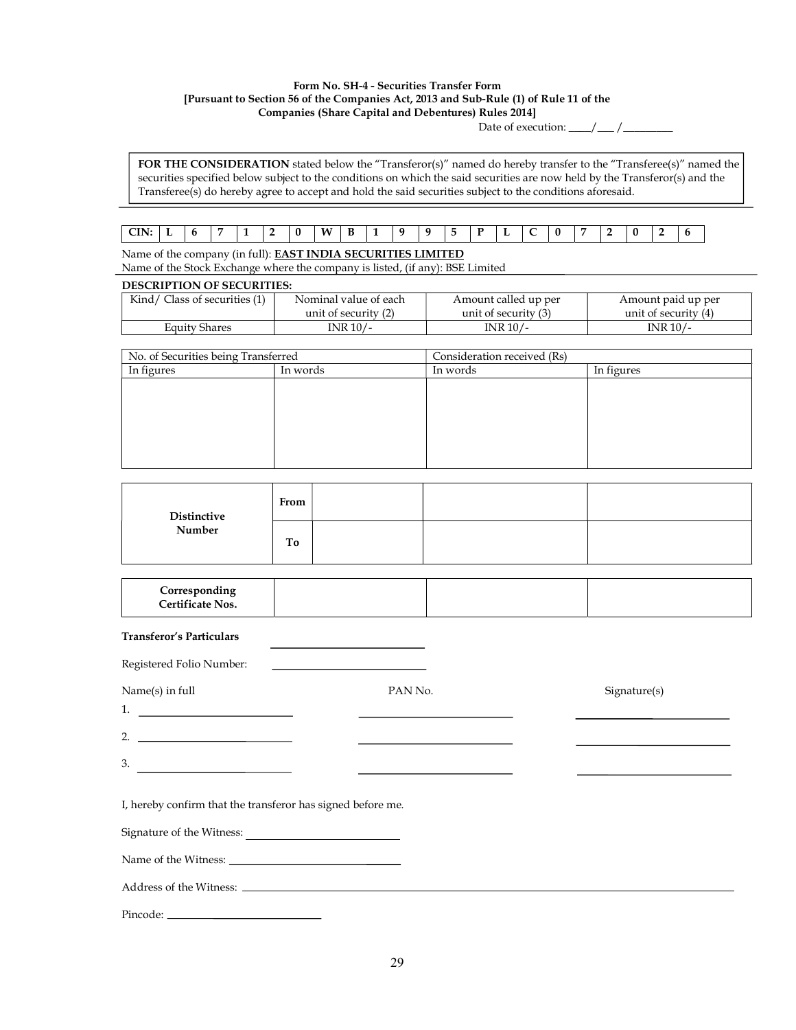**Form No. SH-4 - Securities Transfer Form**
**[Pursuant to Section 56 of the Companies Act, 2013 and Sub-Rule (1) of Rule 11 of the Companies (Share Capital and Debentures) Rules 2014]**

Date of execution: ____/___ /_________

**FOR THE CONSIDERATION** stated below the "Transferor(s)" named do hereby transfer to the "Transferee(s)" named the securities specified below subject to the conditions on which the said securities are now held by the Transferor(s) and the Transferee(s) do hereby agree to accept and hold the said securities subject to the conditions aforesaid.

| CIN: | L | 6 | 7 | 1 | 2 | 0 | W | B | 1 | 9 | 9 | 5 | P | L | C | 0 | 7 | 2 | 0 | 2 | 6 |
|---|---|---|---|---|---|---|---|---|---|---|---|---|---|---|---|---|---|---|---|---|---|

Name of the company (in full): **EAST INDIA SECURITIES LIMITED**
Name of the Stock Exchange where the company is listed, (if any): BSE Limited

**DESCRIPTION OF SECURITIES:**

| Kind/ Class of securities (1) | Nominal value of each unit of security (2) | Amount called up per unit of security (3) | Amount paid up per unit of security (4) |
|---|---|---|---|
| Equity Shares | INR 10/- | INR 10/- | INR 10/- |

| No. of Securities being Transferred | | Consideration received (Rs) | |
|---|---|---|---|
| In figures | In words | In words | In figures |
| | | | |

| Distinctive Number | From | | | |
|---|---|---|---|---|
| | To | | | |

| Corresponding Certificate Nos. | | | |
|---|---|---|---|

**Transferor's Particulars** ____________________

Registered Folio Number: ____________________

| Name(s) in full | PAN No. | Signature(s) |
|---|---|---|
| 1. ____________________ | ____________________ | ____________________ |
| 2. ____________________ | ____________________ | ____________________ |
| 3. ____________________ | ____________________ | ____________________ |

I, hereby confirm that the transferor has signed before me.

Signature of the Witness: ____________________

Name of the Witness: ____________________

Address of the Witness: ________________________________________

Pincode: ____________________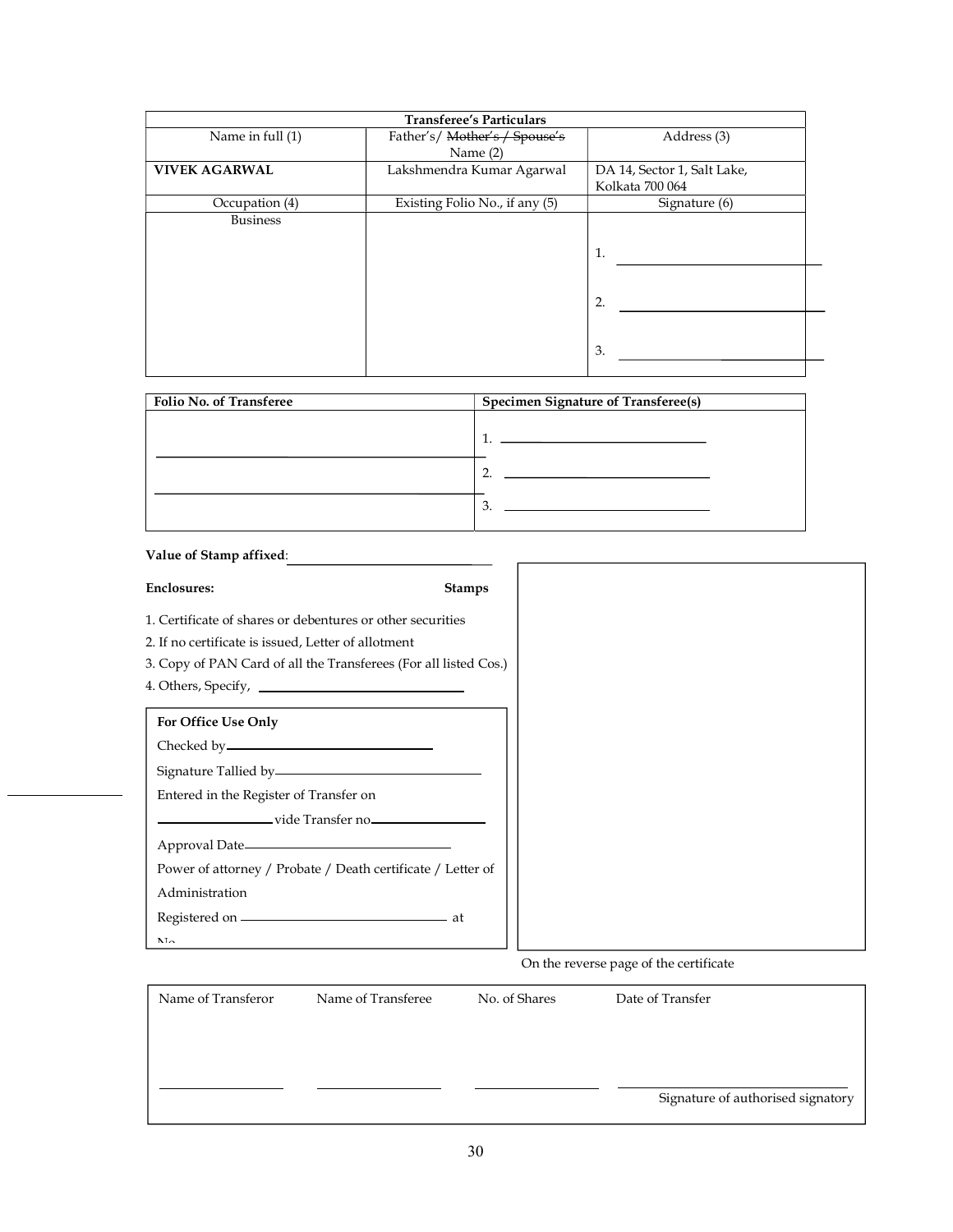| Transferee's Particulars | | |
|---|---|---|
| Name in full (1) | Father's/ ~~Mother's / Spouse's~~ Name (2) | Address (3) |
| **VIVEK AGARWAL** | Lakshmendra Kumar Agarwal | DA 14, Sector 1, Salt Lake, Kolkata 700 064 |
| Occupation (4) | Existing Folio No., if any (5) | Signature (6) |
| Business | | 1. ______ 2. ______ 3. ______ |

| **Folio No. of Transferee** | **Specimen Signature of Transferee(s)** |
|---|---|
| ______ ______ | 1. ______ 2. ______ 3. ______ |

**Value of Stamp affixed**: ______

**Enclosures:** **Stamps**

1. Certificate of shares or debentures or other securities
2. If no certificate is issued, Letter of allotment
3. Copy of PAN Card of all the Transferees (For all listed Cos.)
4. Others, Specify, ______

**For Office Use Only**

Checked by______

Signature Tallied by______

Entered in the Register of Transfer on ______ vide Transfer no______

Approval Date______

Power of attorney / Probate / Death certificate / Letter of Administration

Registered on ______ at No

On the reverse page of the certificate

| Name of Transferor | Name of Transferee | No. of Shares | Date of Transfer |
|---|---|---|---|
| ______ | ______ | ______ | ______ Signature of authorised signatory |